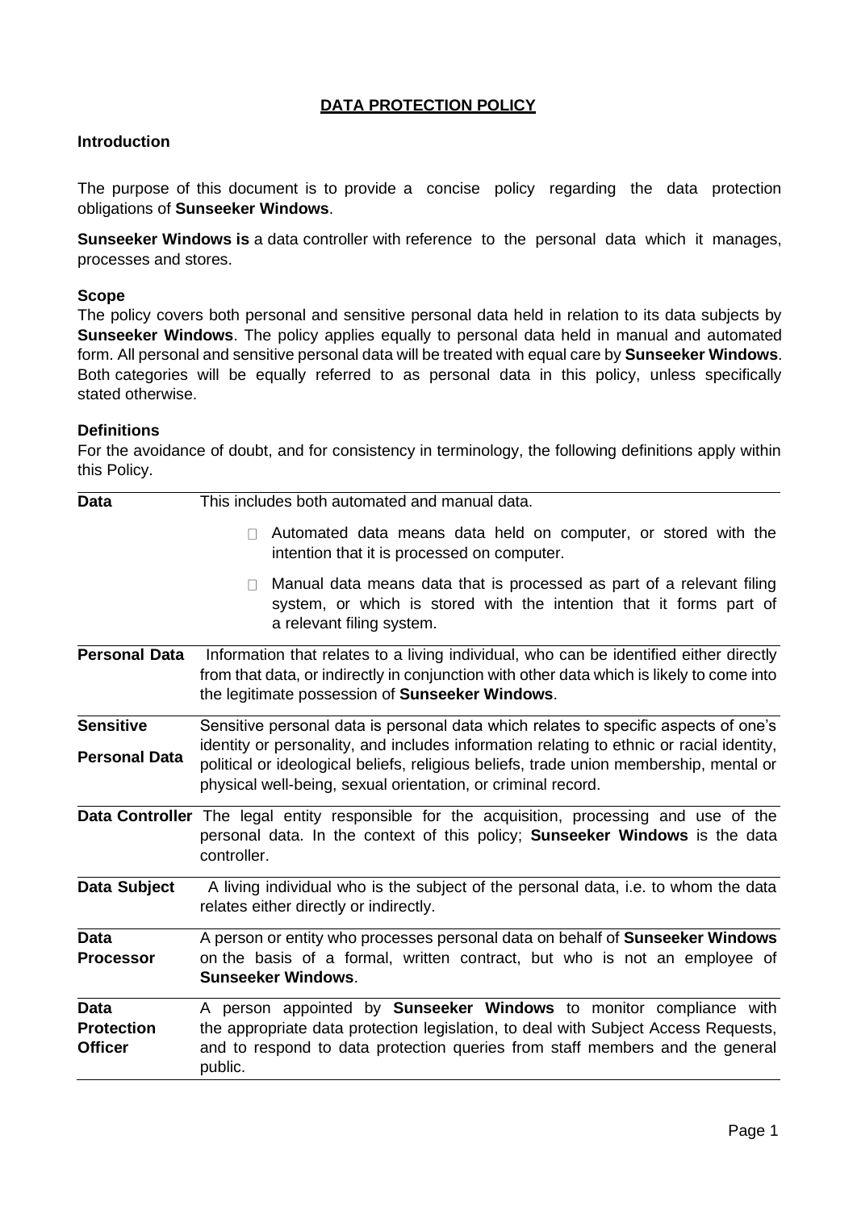# DATA PROTECTION POLICY

## Introduction

The purpose of this document is to provide a concise policy regarding the data protection obligations of **Sunseeker Windows**.

**Sunseeker Windows is** a data controller with reference to the personal data which it manages, processes and stores.

## Scope

The policy covers both personal and sensitive personal data held in relation to its data subjects by **Sunseeker Windows**. The policy applies equally to personal data held in manual and automated form. All personal and sensitive personal data will be treated with equal care by **Sunseeker Windows**. Both categories will be equally referred to as personal data in this policy, unless specifically stated otherwise.

## Definitions

For the avoidance of doubt, and for consistency in terminology, the following definitions apply within this Policy.

| Term | Definition |
|---|---|
| **Data** | This includes both automated and manual data.<br>• Automated data means data held on computer, or stored with the intention that it is processed on computer.<br>• Manual data means data that is processed as part of a relevant filing system, or which is stored with the intention that it forms part of a relevant filing system. |
| **Personal Data** | Information that relates to a living individual, who can be identified either directly from that data, or indirectly in conjunction with other data which is likely to come into the legitimate possession of **Sunseeker Windows**. |
| **Sensitive Personal Data** | Sensitive personal data is personal data which relates to specific aspects of one's identity or personality, and includes information relating to ethnic or racial identity, political or ideological beliefs, religious beliefs, trade union membership, mental or physical well-being, sexual orientation, or criminal record. |
| **Data Controller** | The legal entity responsible for the acquisition, processing and use of the personal data. In the context of this policy; **Sunseeker Windows** is the data controller. |
| **Data Subject** | A living individual who is the subject of the personal data, i.e. to whom the data relates either directly or indirectly. |
| **Data Processor** | A person or entity who processes personal data on behalf of **Sunseeker Windows** on the basis of a formal, written contract, but who is not an employee of **Sunseeker Windows**. |
| **Data Protection Officer** | A person appointed by **Sunseeker Windows** to monitor compliance with the appropriate data protection legislation, to deal with Subject Access Requests, and to respond to data protection queries from staff members and the general public. |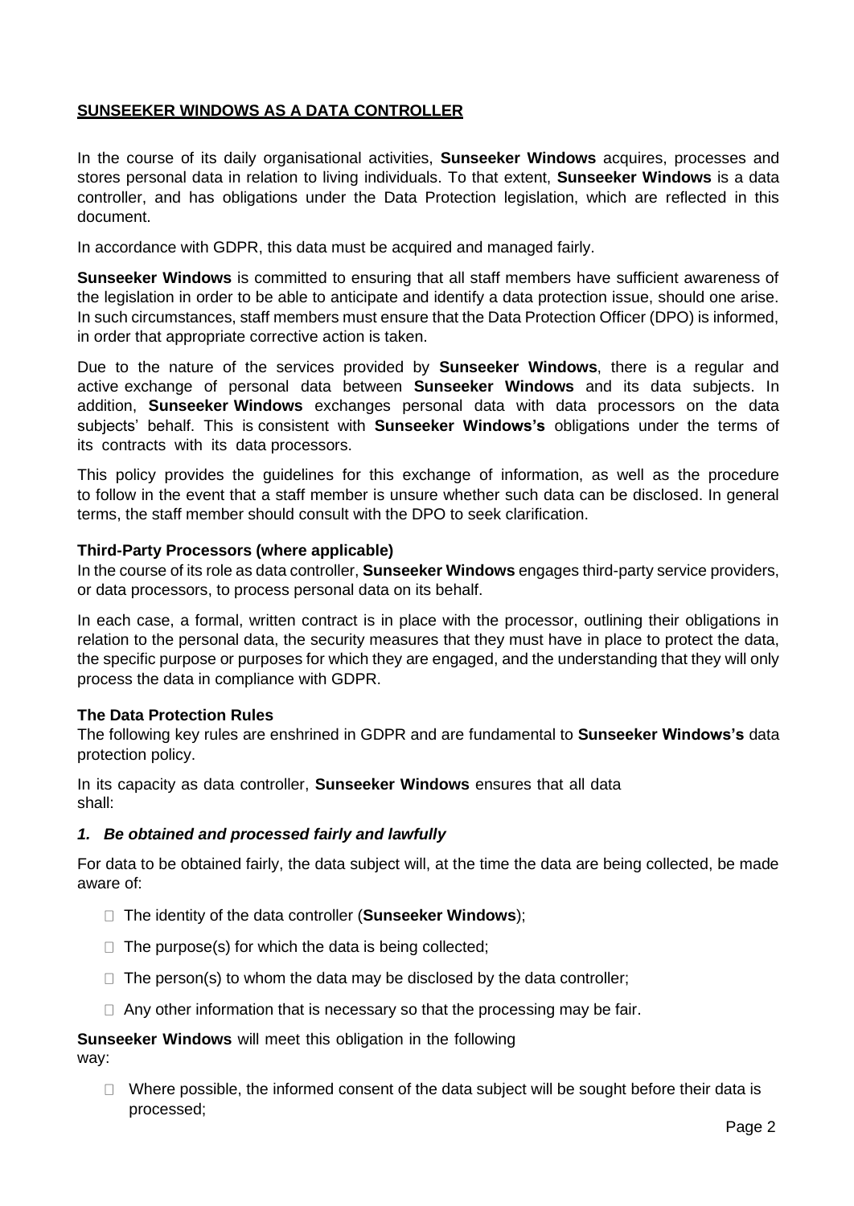## **SUNSEEKER WINDOWS AS A DATA CONTROLLER**

In the course of its daily organisational activities, **Sunseeker Windows** acquires, processes and stores personal data in relation to living individuals. To that extent, **Sunseeker Windows** is a data controller, and has obligations under the Data Protection legislation, which are reflected in this document.

In accordance with GDPR, this data must be acquired and managed fairly.

**Sunseeker Windows** is committed to ensuring that all staff members have sufficient awareness of the legislation in order to be able to anticipate and identify a data protection issue, should one arise. In such circumstances, staff members must ensure that the Data Protection Officer (DPO) is informed, in order that appropriate corrective action is taken.

Due to the nature of the services provided by **Sunseeker Windows**, there is a regular and active exchange of personal data between **Sunseeker Windows** and its data subjects. In addition, **Sunseeker Windows** exchanges personal data with data processors on the data subjects' behalf. This is consistent with **Sunseeker Windows's** obligations under the terms of its contracts with its data processors.

This policy provides the guidelines for this exchange of information, as well as the procedure to follow in the event that a staff member is unsure whether such data can be disclosed. In general terms, the staff member should consult with the DPO to seek clarification.

**Third-Party Processors (where applicable)**

In the course of its role as data controller, **Sunseeker Windows** engages third-party service providers, or data processors, to process personal data on its behalf.

In each case, a formal, written contract is in place with the processor, outlining their obligations in relation to the personal data, the security measures that they must have in place to protect the data, the specific purpose or purposes for which they are engaged, and the understanding that they will only process the data in compliance with GDPR.

**The Data Protection Rules**

The following key rules are enshrined in GDPR and are fundamental to **Sunseeker Windows's** data protection policy.

In its capacity as data controller, **Sunseeker Windows** ensures that all data shall:

***1. Be obtained and processed fairly and lawfully***

For data to be obtained fairly, the data subject will, at the time the data are being collected, be made aware of:

- The identity of the data controller (**Sunseeker Windows**);
- The purpose(s) for which the data is being collected;
- The person(s) to whom the data may be disclosed by the data controller;
- Any other information that is necessary so that the processing may be fair.

**Sunseeker Windows** will meet this obligation in the following way:

- Where possible, the informed consent of the data subject will be sought before their data is processed;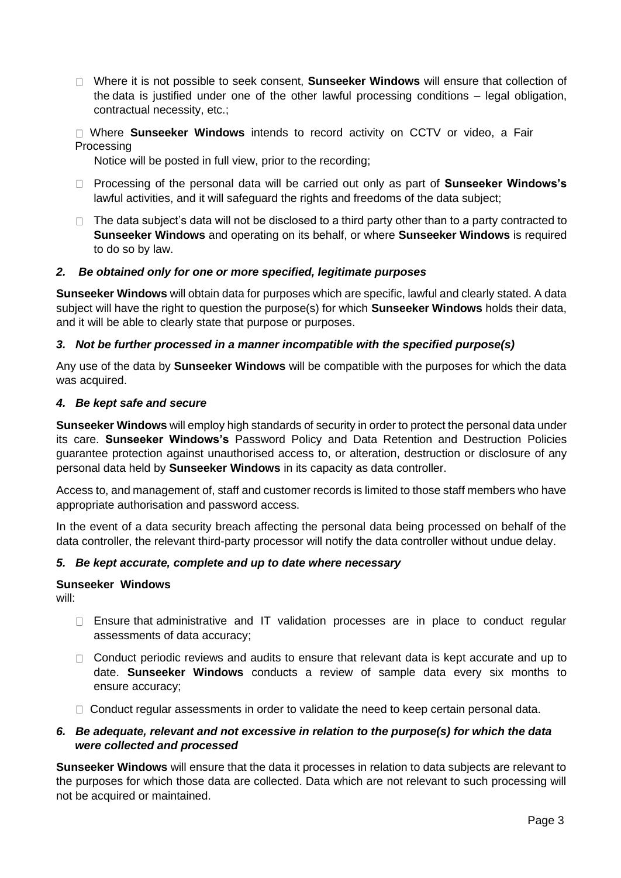- Where it is not possible to seek consent, **Sunseeker Windows** will ensure that collection of the data is justified under one of the other lawful processing conditions – legal obligation, contractual necessity, etc.;
- Where **Sunseeker Windows** intends to record activity on CCTV or video, a Fair Processing Notice will be posted in full view, prior to the recording;
- Processing of the personal data will be carried out only as part of **Sunseeker Windows's** lawful activities, and it will safeguard the rights and freedoms of the data subject;
- The data subject's data will not be disclosed to a third party other than to a party contracted to **Sunseeker Windows** and operating on its behalf, or where **Sunseeker Windows** is required to do so by law.

### *2. Be obtained only for one or more specified, legitimate purposes*

**Sunseeker Windows** will obtain data for purposes which are specific, lawful and clearly stated. A data subject will have the right to question the purpose(s) for which **Sunseeker Windows** holds their data, and it will be able to clearly state that purpose or purposes.

### *3. Not be further processed in a manner incompatible with the specified purpose(s)*

Any use of the data by **Sunseeker Windows** will be compatible with the purposes for which the data was acquired.

### *4. Be kept safe and secure*

**Sunseeker Windows** will employ high standards of security in order to protect the personal data under its care. **Sunseeker Windows's** Password Policy and Data Retention and Destruction Policies guarantee protection against unauthorised access to, or alteration, destruction or disclosure of any personal data held by **Sunseeker Windows** in its capacity as data controller.

Access to, and management of, staff and customer records is limited to those staff members who have appropriate authorisation and password access.

In the event of a data security breach affecting the personal data being processed on behalf of the data controller, the relevant third-party processor will notify the data controller without undue delay.

### *5. Be kept accurate, complete and up to date where necessary*

**Sunseeker Windows** will:

- Ensure that administrative and IT validation processes are in place to conduct regular assessments of data accuracy;
- Conduct periodic reviews and audits to ensure that relevant data is kept accurate and up to date. **Sunseeker Windows** conducts a review of sample data every six months to ensure accuracy;
- Conduct regular assessments in order to validate the need to keep certain personal data.

### *6. Be adequate, relevant and not excessive in relation to the purpose(s) for which the data were collected and processed*

**Sunseeker Windows** will ensure that the data it processes in relation to data subjects are relevant to the purposes for which those data are collected. Data which are not relevant to such processing will not be acquired or maintained.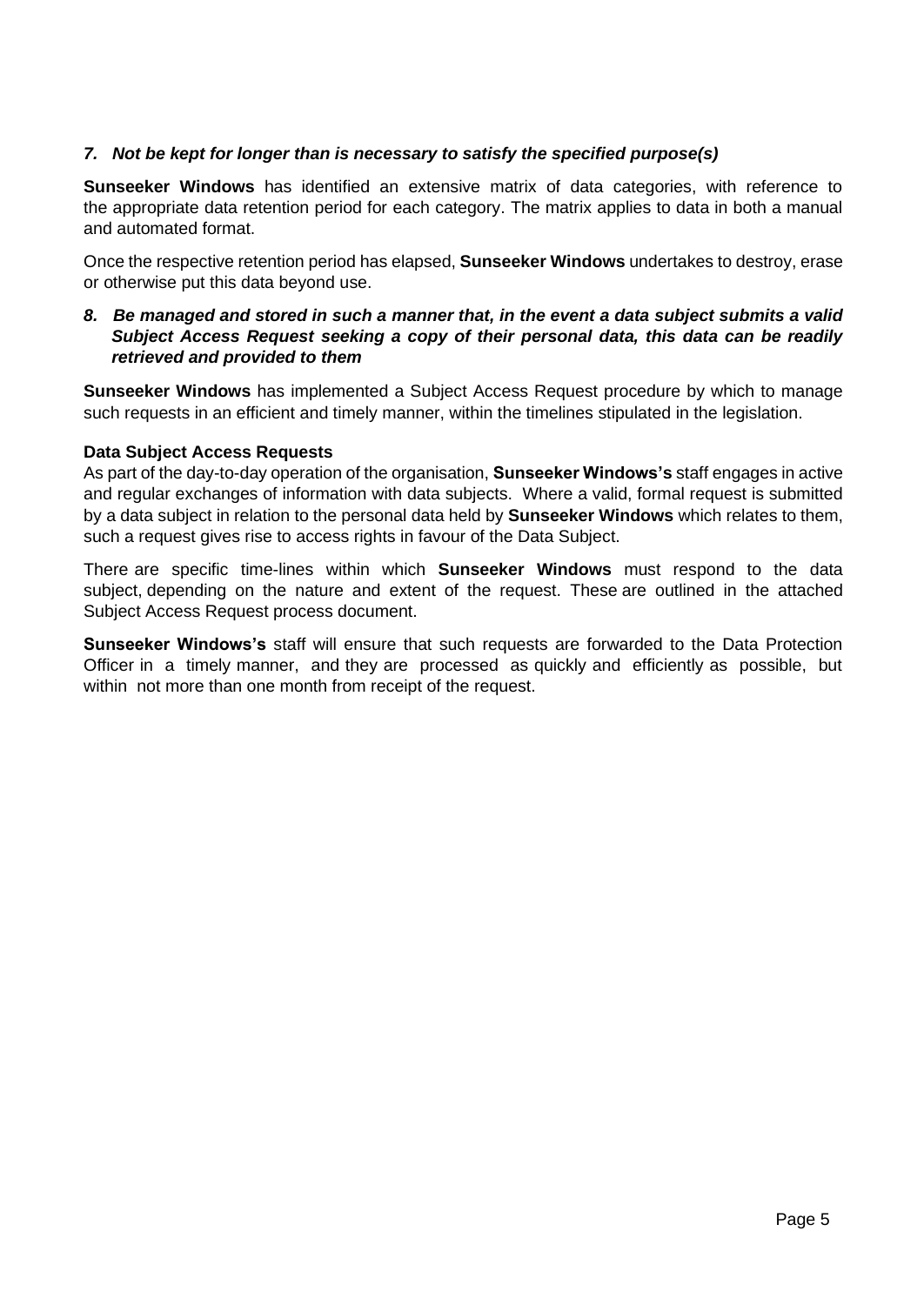***7. Not be kept for longer than is necessary to satisfy the specified purpose(s)***

**Sunseeker Windows** has identified an extensive matrix of data categories, with reference to the appropriate data retention period for each category. The matrix applies to data in both a manual and automated format.

Once the respective retention period has elapsed, **Sunseeker Windows** undertakes to destroy, erase or otherwise put this data beyond use.

***8. Be managed and stored in such a manner that, in the event a data subject submits a valid Subject Access Request seeking a copy of their personal data, this data can be readily retrieved and provided to them***

**Sunseeker Windows** has implemented a Subject Access Request procedure by which to manage such requests in an efficient and timely manner, within the timelines stipulated in the legislation.

**Data Subject Access Requests**

As part of the day-to-day operation of the organisation, **Sunseeker Windows's** staff engages in active and regular exchanges of information with data subjects. Where a valid, formal request is submitted by a data subject in relation to the personal data held by **Sunseeker Windows** which relates to them, such a request gives rise to access rights in favour of the Data Subject.

There are specific time-lines within which **Sunseeker Windows** must respond to the data subject, depending on the nature and extent of the request. These are outlined in the attached Subject Access Request process document.

**Sunseeker Windows's** staff will ensure that such requests are forwarded to the Data Protection Officer in a timely manner, and they are processed as quickly and efficiently as possible, but within not more than one month from receipt of the request.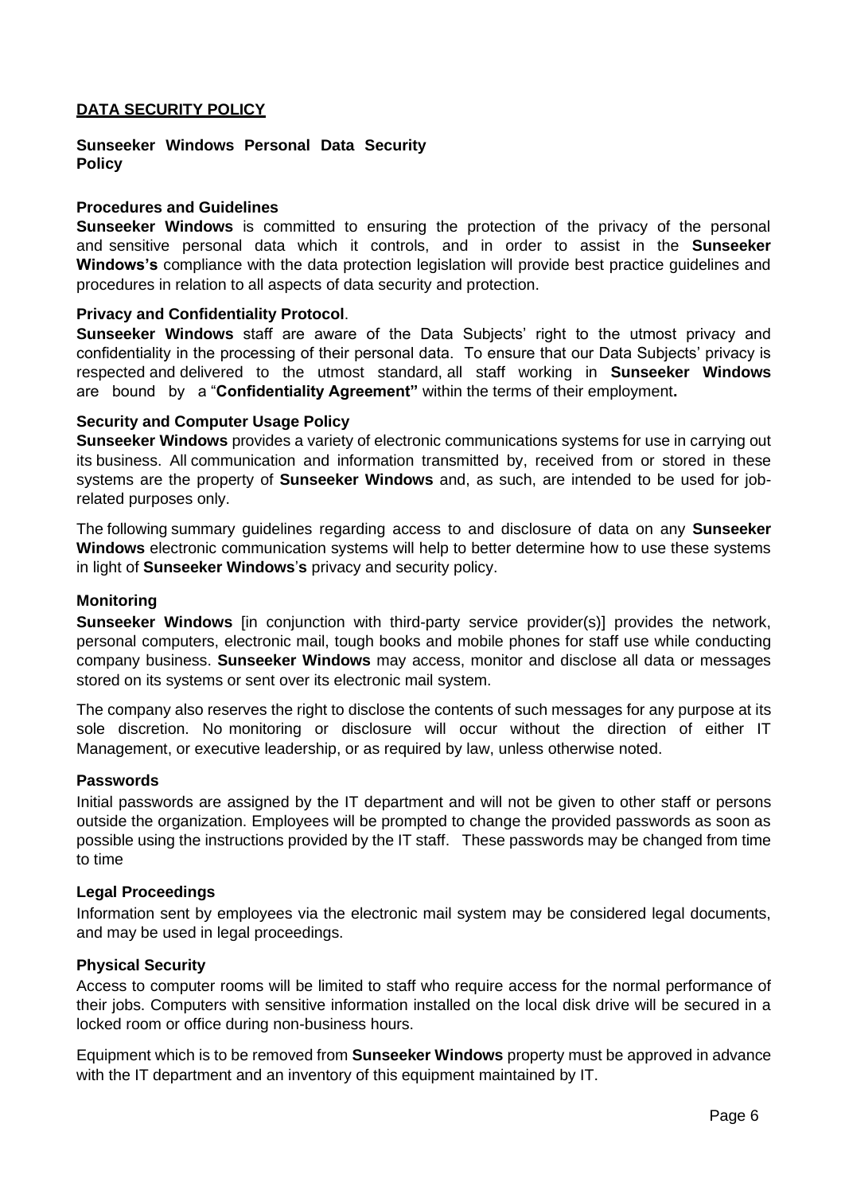## DATA SECURITY POLICY

**Sunseeker Windows Personal Data Security Policy**

**Procedures and Guidelines**

**Sunseeker Windows** is committed to ensuring the protection of the privacy of the personal and sensitive personal data which it controls, and in order to assist in the **Sunseeker Windows's** compliance with the data protection legislation will provide best practice guidelines and procedures in relation to all aspects of data security and protection.

**Privacy and Confidentiality Protocol**.

**Sunseeker Windows** staff are aware of the Data Subjects' right to the utmost privacy and confidentiality in the processing of their personal data. To ensure that our Data Subjects' privacy is respected and delivered to the utmost standard, all staff working in **Sunseeker Windows** are bound by a "**Confidentiality Agreement"** within the terms of their employment**.**

**Security and Computer Usage Policy**

**Sunseeker Windows** provides a variety of electronic communications systems for use in carrying out its business. All communication and information transmitted by, received from or stored in these systems are the property of **Sunseeker Windows** and, as such, are intended to be used for job-related purposes only.

The following summary guidelines regarding access to and disclosure of data on any **Sunseeker Windows** electronic communication systems will help to better determine how to use these systems in light of **Sunseeker Windows**'**s** privacy and security policy.

**Monitoring**

**Sunseeker Windows** [in conjunction with third-party service provider(s)] provides the network, personal computers, electronic mail, tough books and mobile phones for staff use while conducting company business. **Sunseeker Windows** may access, monitor and disclose all data or messages stored on its systems or sent over its electronic mail system.

The company also reserves the right to disclose the contents of such messages for any purpose at its sole discretion. No monitoring or disclosure will occur without the direction of either IT Management, or executive leadership, or as required by law, unless otherwise noted.

**Passwords**

Initial passwords are assigned by the IT department and will not be given to other staff or persons outside the organization. Employees will be prompted to change the provided passwords as soon as possible using the instructions provided by the IT staff. These passwords may be changed from time to time

**Legal Proceedings**

Information sent by employees via the electronic mail system may be considered legal documents, and may be used in legal proceedings.

**Physical Security**

Access to computer rooms will be limited to staff who require access for the normal performance of their jobs. Computers with sensitive information installed on the local disk drive will be secured in a locked room or office during non-business hours.

Equipment which is to be removed from **Sunseeker Windows** property must be approved in advance with the IT department and an inventory of this equipment maintained by IT.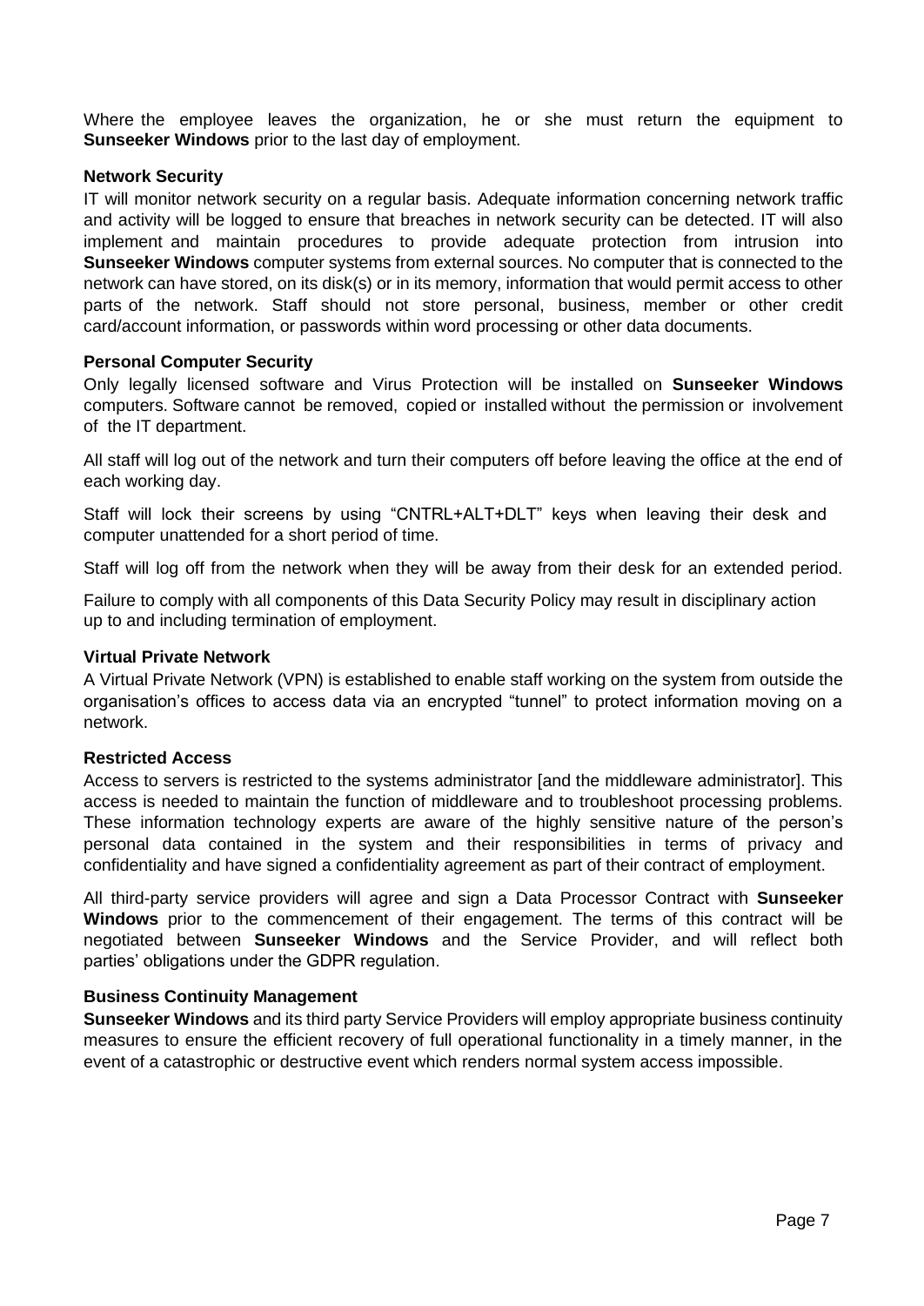Where the employee leaves the organization, he or she must return the equipment to **Sunseeker Windows** prior to the last day of employment.

**Network Security**

IT will monitor network security on a regular basis. Adequate information concerning network traffic and activity will be logged to ensure that breaches in network security can be detected. IT will also implement and maintain procedures to provide adequate protection from intrusion into **Sunseeker Windows** computer systems from external sources. No computer that is connected to the network can have stored, on its disk(s) or in its memory, information that would permit access to other parts of the network. Staff should not store personal, business, member or other credit card/account information, or passwords within word processing or other data documents.

**Personal Computer Security**

Only legally licensed software and Virus Protection will be installed on **Sunseeker Windows** computers. Software cannot be removed, copied or installed without the permission or involvement of the IT department.

All staff will log out of the network and turn their computers off before leaving the office at the end of each working day.

Staff will lock their screens by using "CNTRL+ALT+DLT" keys when leaving their desk and computer unattended for a short period of time.

Staff will log off from the network when they will be away from their desk for an extended period.

Failure to comply with all components of this Data Security Policy may result in disciplinary action up to and including termination of employment.

**Virtual Private Network**

A Virtual Private Network (VPN) is established to enable staff working on the system from outside the organisation's offices to access data via an encrypted "tunnel" to protect information moving on a network.

**Restricted Access**

Access to servers is restricted to the systems administrator [and the middleware administrator]. This access is needed to maintain the function of middleware and to troubleshoot processing problems. These information technology experts are aware of the highly sensitive nature of the person's personal data contained in the system and their responsibilities in terms of privacy and confidentiality and have signed a confidentiality agreement as part of their contract of employment.

All third-party service providers will agree and sign a Data Processor Contract with **Sunseeker Windows** prior to the commencement of their engagement. The terms of this contract will be negotiated between **Sunseeker Windows** and the Service Provider, and will reflect both parties' obligations under the GDPR regulation.

**Business Continuity Management**

**Sunseeker Windows** and its third party Service Providers will employ appropriate business continuity measures to ensure the efficient recovery of full operational functionality in a timely manner, in the event of a catastrophic or destructive event which renders normal system access impossible.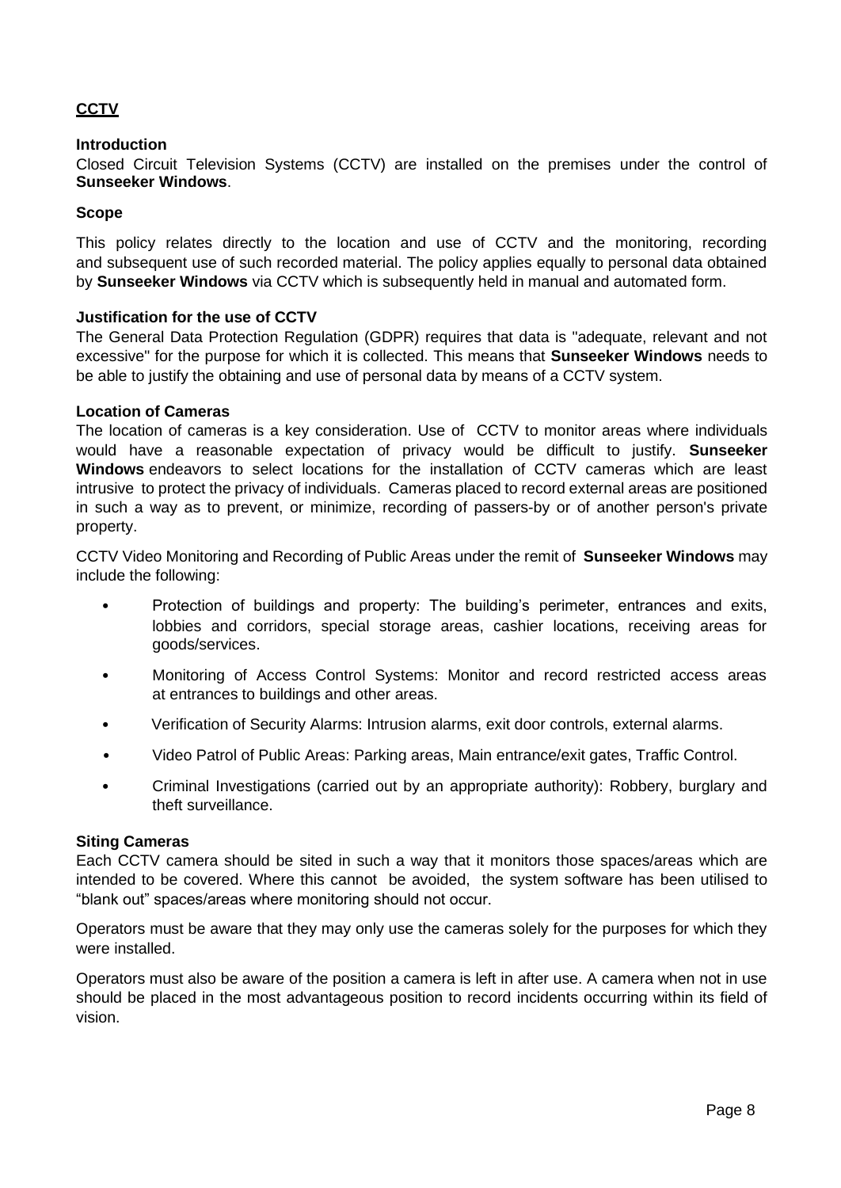## **CCTV**

### Introduction

Closed Circuit Television Systems (CCTV) are installed on the premises under the control of **Sunseeker Windows**.

### Scope

This policy relates directly to the location and use of CCTV and the monitoring, recording and subsequent use of such recorded material. The policy applies equally to personal data obtained by **Sunseeker Windows** via CCTV which is subsequently held in manual and automated form.

### Justification for the use of CCTV

The General Data Protection Regulation (GDPR) requires that data is "adequate, relevant and not excessive" for the purpose for which it is collected. This means that **Sunseeker Windows** needs to be able to justify the obtaining and use of personal data by means of a CCTV system.

### Location of Cameras

The location of cameras is a key consideration. Use of CCTV to monitor areas where individuals would have a reasonable expectation of privacy would be difficult to justify. **Sunseeker Windows** endeavors to select locations for the installation of CCTV cameras which are least intrusive to protect the privacy of individuals. Cameras placed to record external areas are positioned in such a way as to prevent, or minimize, recording of passers-by or of another person's private property.

CCTV Video Monitoring and Recording of Public Areas under the remit of **Sunseeker Windows** may include the following:

- Protection of buildings and property: The building's perimeter, entrances and exits, lobbies and corridors, special storage areas, cashier locations, receiving areas for goods/services.
- Monitoring of Access Control Systems: Monitor and record restricted access areas at entrances to buildings and other areas.
- Verification of Security Alarms: Intrusion alarms, exit door controls, external alarms.
- Video Patrol of Public Areas: Parking areas, Main entrance/exit gates, Traffic Control.
- Criminal Investigations (carried out by an appropriate authority): Robbery, burglary and theft surveillance.

### Siting Cameras

Each CCTV camera should be sited in such a way that it monitors those spaces/areas which are intended to be covered. Where this cannot be avoided, the system software has been utilised to "blank out" spaces/areas where monitoring should not occur.

Operators must be aware that they may only use the cameras solely for the purposes for which they were installed.

Operators must also be aware of the position a camera is left in after use. A camera when not in use should be placed in the most advantageous position to record incidents occurring within its field of vision.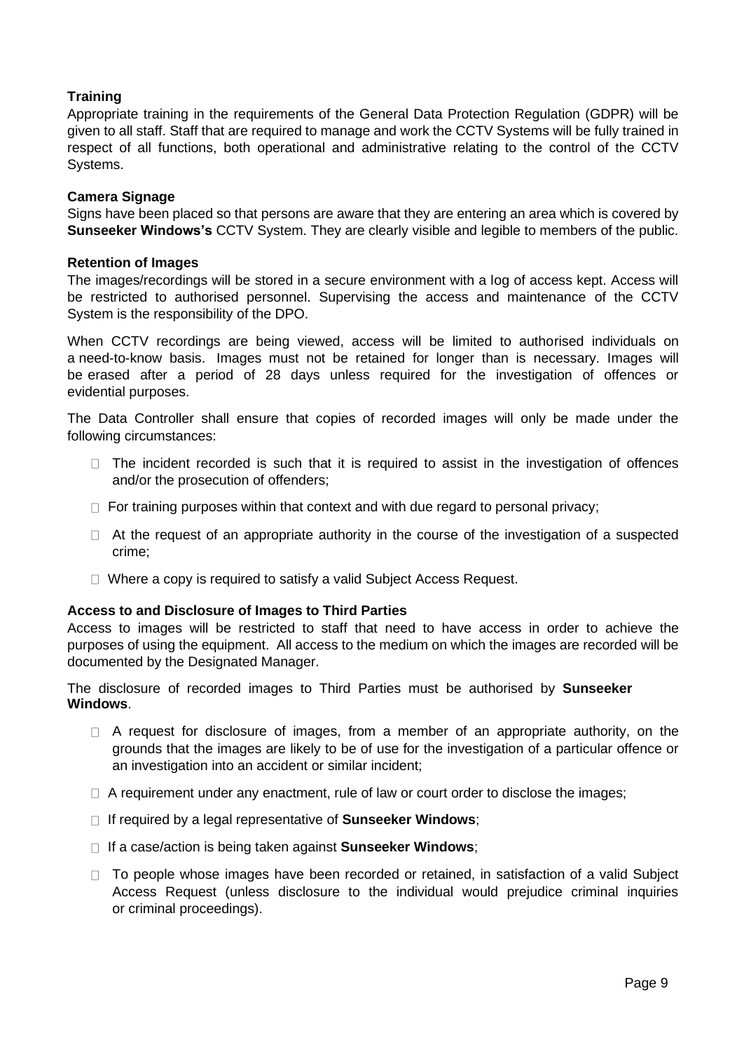**Training**

Appropriate training in the requirements of the General Data Protection Regulation (GDPR) will be given to all staff. Staff that are required to manage and work the CCTV Systems will be fully trained in respect of all functions, both operational and administrative relating to the control of the CCTV Systems.

**Camera Signage**

Signs have been placed so that persons are aware that they are entering an area which is covered by **Sunseeker Windows's** CCTV System. They are clearly visible and legible to members of the public.

**Retention of Images**

The images/recordings will be stored in a secure environment with a log of access kept. Access will be restricted to authorised personnel. Supervising the access and maintenance of the CCTV System is the responsibility of the DPO.

When CCTV recordings are being viewed, access will be limited to authorised individuals on a need-to-know basis. Images must not be retained for longer than is necessary. Images will be erased after a period of 28 days unless required for the investigation of offences or evidential purposes.

The Data Controller shall ensure that copies of recorded images will only be made under the following circumstances:

- The incident recorded is such that it is required to assist in the investigation of offences and/or the prosecution of offenders;
- For training purposes within that context and with due regard to personal privacy;
- At the request of an appropriate authority in the course of the investigation of a suspected crime;
- Where a copy is required to satisfy a valid Subject Access Request.

**Access to and Disclosure of Images to Third Parties**

Access to images will be restricted to staff that need to have access in order to achieve the purposes of using the equipment. All access to the medium on which the images are recorded will be documented by the Designated Manager.

The disclosure of recorded images to Third Parties must be authorised by **Sunseeker Windows**.

- A request for disclosure of images, from a member of an appropriate authority, on the grounds that the images are likely to be of use for the investigation of a particular offence or an investigation into an accident or similar incident;
- A requirement under any enactment, rule of law or court order to disclose the images;
- If required by a legal representative of **Sunseeker Windows**;
- If a case/action is being taken against **Sunseeker Windows**;
- To people whose images have been recorded or retained, in satisfaction of a valid Subject Access Request (unless disclosure to the individual would prejudice criminal inquiries or criminal proceedings).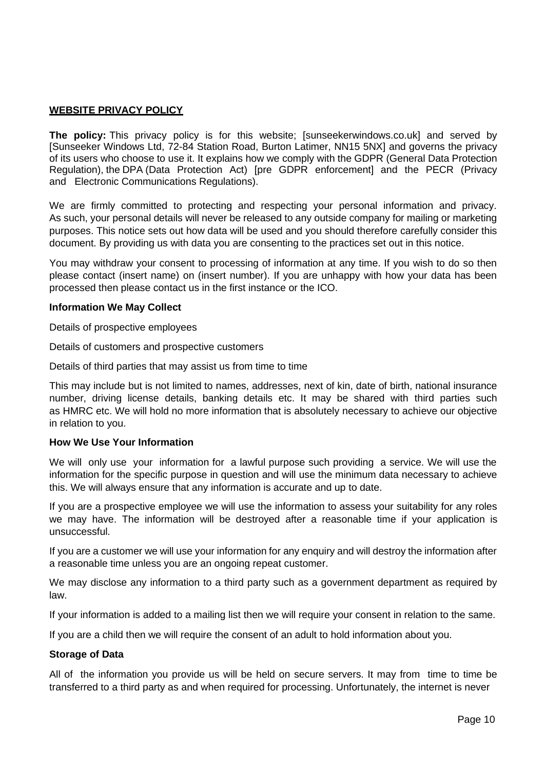## WEBSITE PRIVACY POLICY

**The policy:** This privacy policy is for this website; [sunseekerwindows.co.uk] and served by [Sunseeker Windows Ltd, 72-84 Station Road, Burton Latimer, NN15 5NX] and governs the privacy of its users who choose to use it. It explains how we comply with the GDPR (General Data Protection Regulation), the DPA (Data Protection Act) [pre GDPR enforcement] and the PECR (Privacy and Electronic Communications Regulations).

We are firmly committed to protecting and respecting your personal information and privacy. As such, your personal details will never be released to any outside company for mailing or marketing purposes. This notice sets out how data will be used and you should therefore carefully consider this document. By providing us with data you are consenting to the practices set out in this notice.

You may withdraw your consent to processing of information at any time. If you wish to do so then please contact (insert name) on (insert number). If you are unhappy with how your data has been processed then please contact us in the first instance or the ICO.

**Information We May Collect**

Details of prospective employees

Details of customers and prospective customers

Details of third parties that may assist us from time to time

This may include but is not limited to names, addresses, next of kin, date of birth, national insurance number, driving license details, banking details etc. It may be shared with third parties such as HMRC etc. We will hold no more information that is absolutely necessary to achieve our objective in relation to you.

**How We Use Your Information**

We will only use your information for a lawful purpose such providing a service. We will use the information for the specific purpose in question and will use the minimum data necessary to achieve this. We will always ensure that any information is accurate and up to date.

If you are a prospective employee we will use the information to assess your suitability for any roles we may have. The information will be destroyed after a reasonable time if your application is unsuccessful.

If you are a customer we will use your information for any enquiry and will destroy the information after a reasonable time unless you are an ongoing repeat customer.

We may disclose any information to a third party such as a government department as required by law.

If your information is added to a mailing list then we will require your consent in relation to the same.

If you are a child then we will require the consent of an adult to hold information about you.

**Storage of Data**

All of the information you provide us will be held on secure servers. It may from time to time be transferred to a third party as and when required for processing. Unfortunately, the internet is never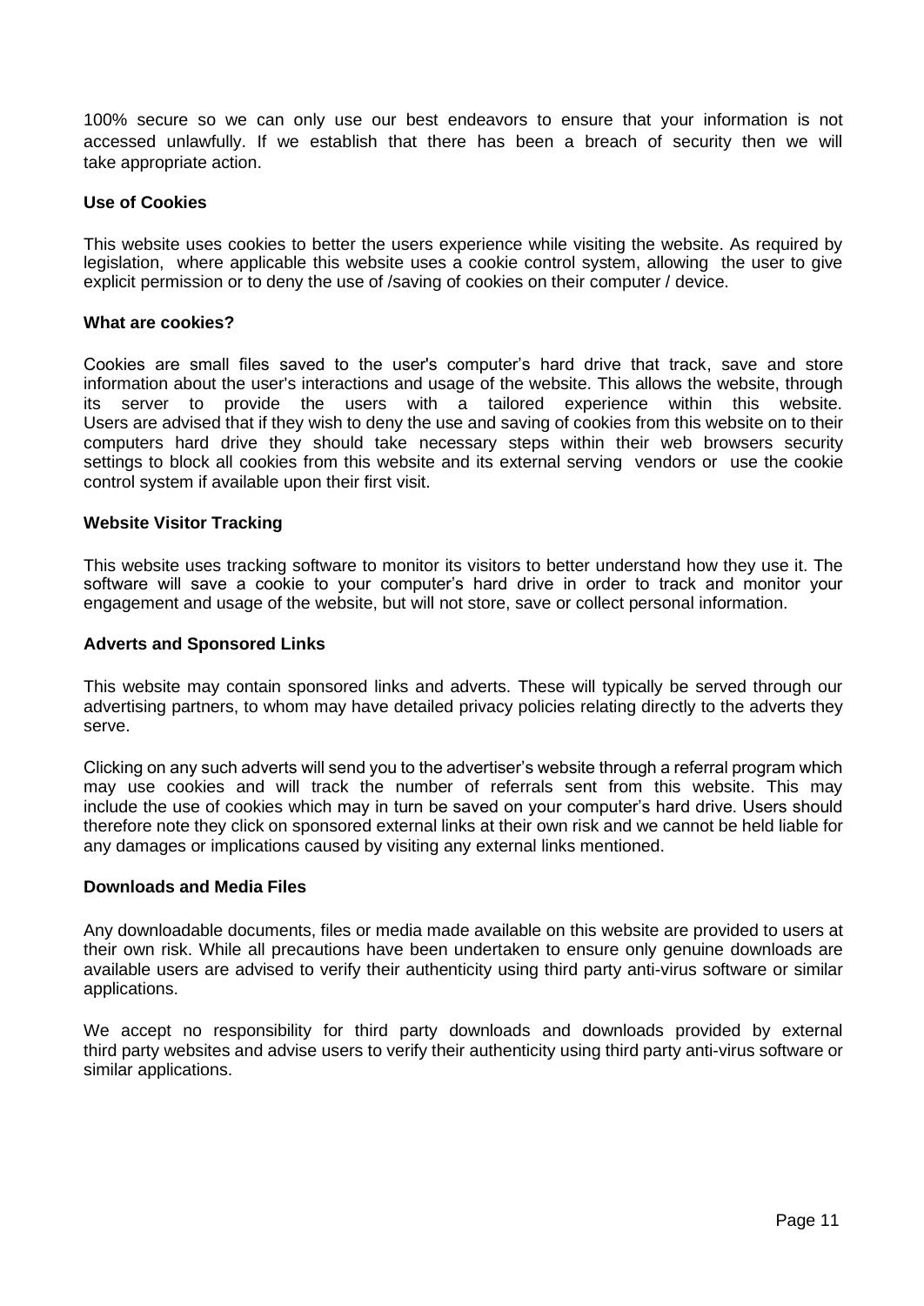100% secure so we can only use our best endeavors to ensure that your information is not accessed unlawfully. If we establish that there has been a breach of security then we will take appropriate action.

### Use of Cookies

This website uses cookies to better the users experience while visiting the website. As required by legislation, where applicable this website uses a cookie control system, allowing the user to give explicit permission or to deny the use of /saving of cookies on their computer / device.

### What are cookies?

Cookies are small files saved to the user's computer's hard drive that track, save and store information about the user's interactions and usage of the website. This allows the website, through its server to provide the users with a tailored experience within this website. Users are advised that if they wish to deny the use and saving of cookies from this website on to their computers hard drive they should take necessary steps within their web browsers security settings to block all cookies from this website and its external serving vendors or use the cookie control system if available upon their first visit.

### Website Visitor Tracking

This website uses tracking software to monitor its visitors to better understand how they use it. The software will save a cookie to your computer's hard drive in order to track and monitor your engagement and usage of the website, but will not store, save or collect personal information.

### Adverts and Sponsored Links

This website may contain sponsored links and adverts. These will typically be served through our advertising partners, to whom may have detailed privacy policies relating directly to the adverts they serve.

Clicking on any such adverts will send you to the advertiser's website through a referral program which may use cookies and will track the number of referrals sent from this website. This may include the use of cookies which may in turn be saved on your computer's hard drive. Users should therefore note they click on sponsored external links at their own risk and we cannot be held liable for any damages or implications caused by visiting any external links mentioned.

### Downloads and Media Files

Any downloadable documents, files or media made available on this website are provided to users at their own risk. While all precautions have been undertaken to ensure only genuine downloads are available users are advised to verify their authenticity using third party anti-virus software or similar applications.

We accept no responsibility for third party downloads and downloads provided by external third party websites and advise users to verify their authenticity using third party anti-virus software or similar applications.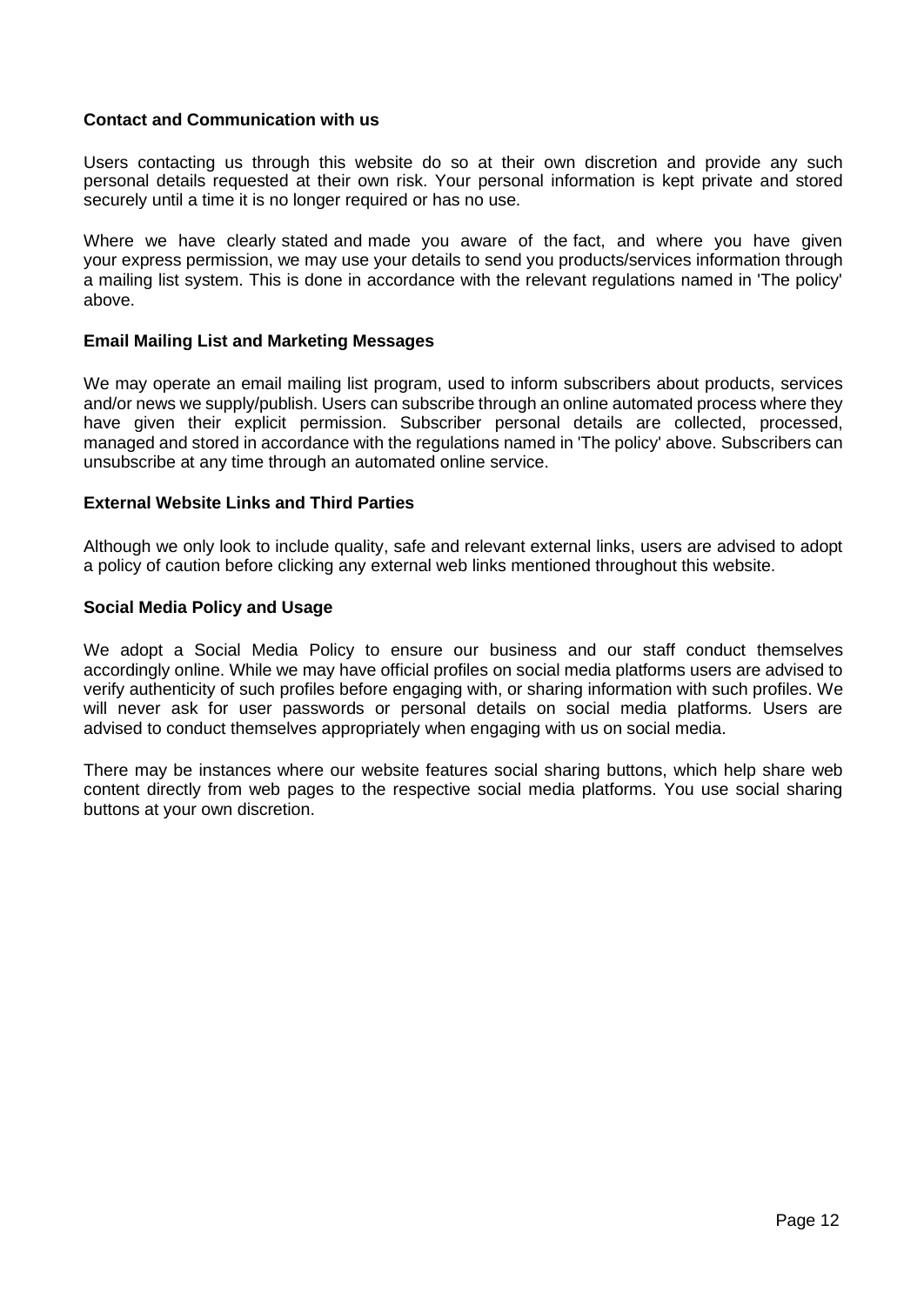**Contact and Communication with us**

Users contacting us through this website do so at their own discretion and provide any such personal details requested at their own risk. Your personal information is kept private and stored securely until a time it is no longer required or has no use.

Where we have clearly stated and made you aware of the fact, and where you have given your express permission, we may use your details to send you products/services information through a mailing list system. This is done in accordance with the relevant regulations named in 'The policy' above.

**Email Mailing List and Marketing Messages**

We may operate an email mailing list program, used to inform subscribers about products, services and/or news we supply/publish. Users can subscribe through an online automated process where they have given their explicit permission. Subscriber personal details are collected, processed, managed and stored in accordance with the regulations named in 'The policy' above. Subscribers can unsubscribe at any time through an automated online service.

**External Website Links and Third Parties**

Although we only look to include quality, safe and relevant external links, users are advised to adopt a policy of caution before clicking any external web links mentioned throughout this website.

**Social Media Policy and Usage**

We adopt a Social Media Policy to ensure our business and our staff conduct themselves accordingly online. While we may have official profiles on social media platforms users are advised to verify authenticity of such profiles before engaging with, or sharing information with such profiles. We will never ask for user passwords or personal details on social media platforms. Users are advised to conduct themselves appropriately when engaging with us on social media.

There may be instances where our website features social sharing buttons, which help share web content directly from web pages to the respective social media platforms. You use social sharing buttons at your own discretion.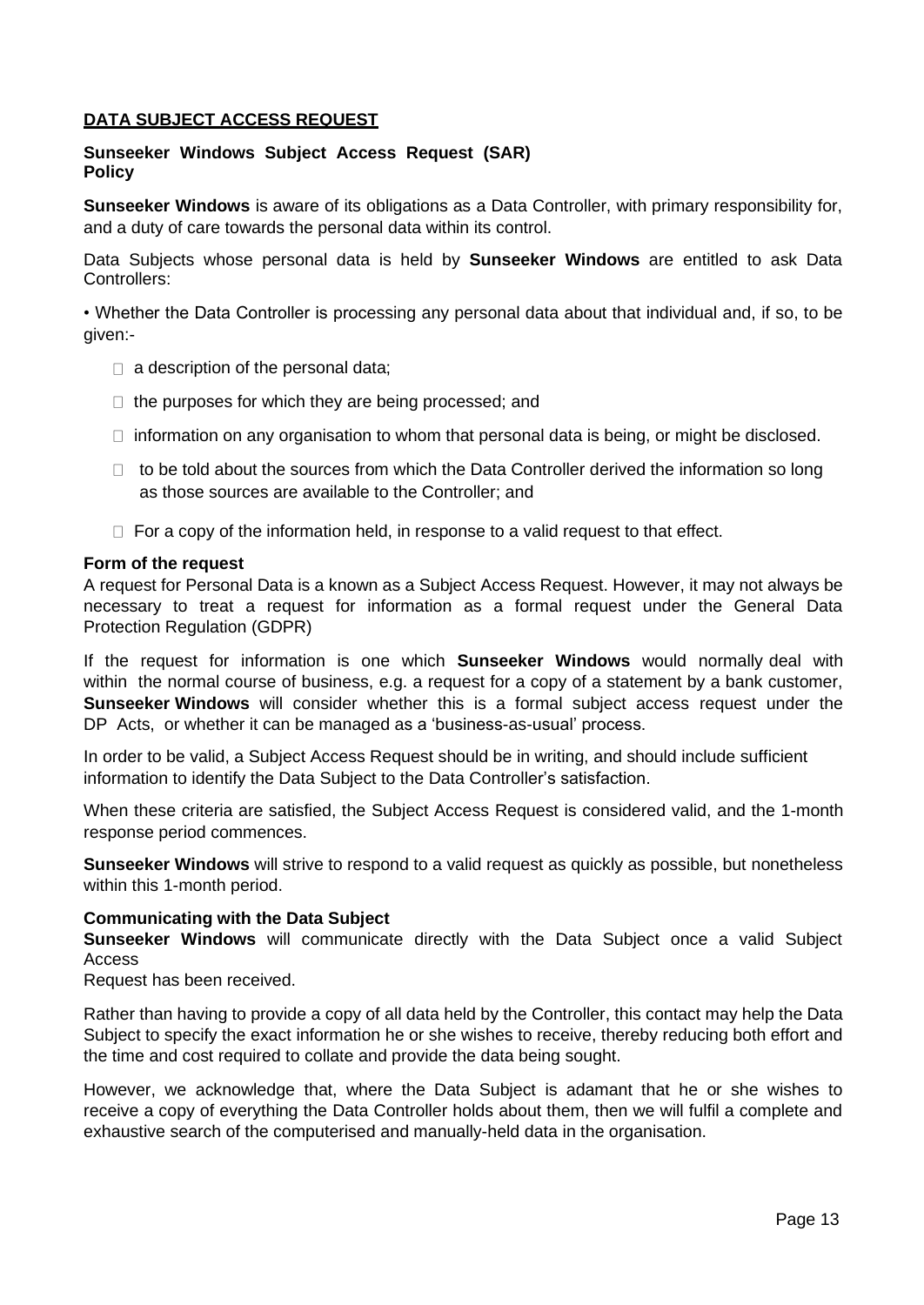## DATA SUBJECT ACCESS REQUEST

### Sunseeker Windows Subject Access Request (SAR) Policy

**Sunseeker Windows** is aware of its obligations as a Data Controller, with primary responsibility for, and a duty of care towards the personal data within its control.

Data Subjects whose personal data is held by **Sunseeker Windows** are entitled to ask Data Controllers:

• Whether the Data Controller is processing any personal data about that individual and, if so, to be given:-

- a description of the personal data;
- the purposes for which they are being processed; and
- information on any organisation to whom that personal data is being, or might be disclosed.
- to be told about the sources from which the Data Controller derived the information so long as those sources are available to the Controller; and
- For a copy of the information held, in response to a valid request to that effect.

**Form of the request**

A request for Personal Data is a known as a Subject Access Request. However, it may not always be necessary to treat a request for information as a formal request under the General Data Protection Regulation (GDPR)

If the request for information is one which **Sunseeker Windows** would normally deal with within the normal course of business, e.g. a request for a copy of a statement by a bank customer, **Sunseeker Windows** will consider whether this is a formal subject access request under the DP Acts, or whether it can be managed as a 'business-as-usual' process.

In order to be valid, a Subject Access Request should be in writing, and should include sufficient information to identify the Data Subject to the Data Controller's satisfaction.

When these criteria are satisfied, the Subject Access Request is considered valid, and the 1-month response period commences.

**Sunseeker Windows** will strive to respond to a valid request as quickly as possible, but nonetheless within this 1-month period.

**Communicating with the Data Subject**

**Sunseeker Windows** will communicate directly with the Data Subject once a valid Subject Access Request has been received.

Rather than having to provide a copy of all data held by the Controller, this contact may help the Data Subject to specify the exact information he or she wishes to receive, thereby reducing both effort and the time and cost required to collate and provide the data being sought.

However, we acknowledge that, where the Data Subject is adamant that he or she wishes to receive a copy of everything the Data Controller holds about them, then we will fulfil a complete and exhaustive search of the computerised and manually-held data in the organisation.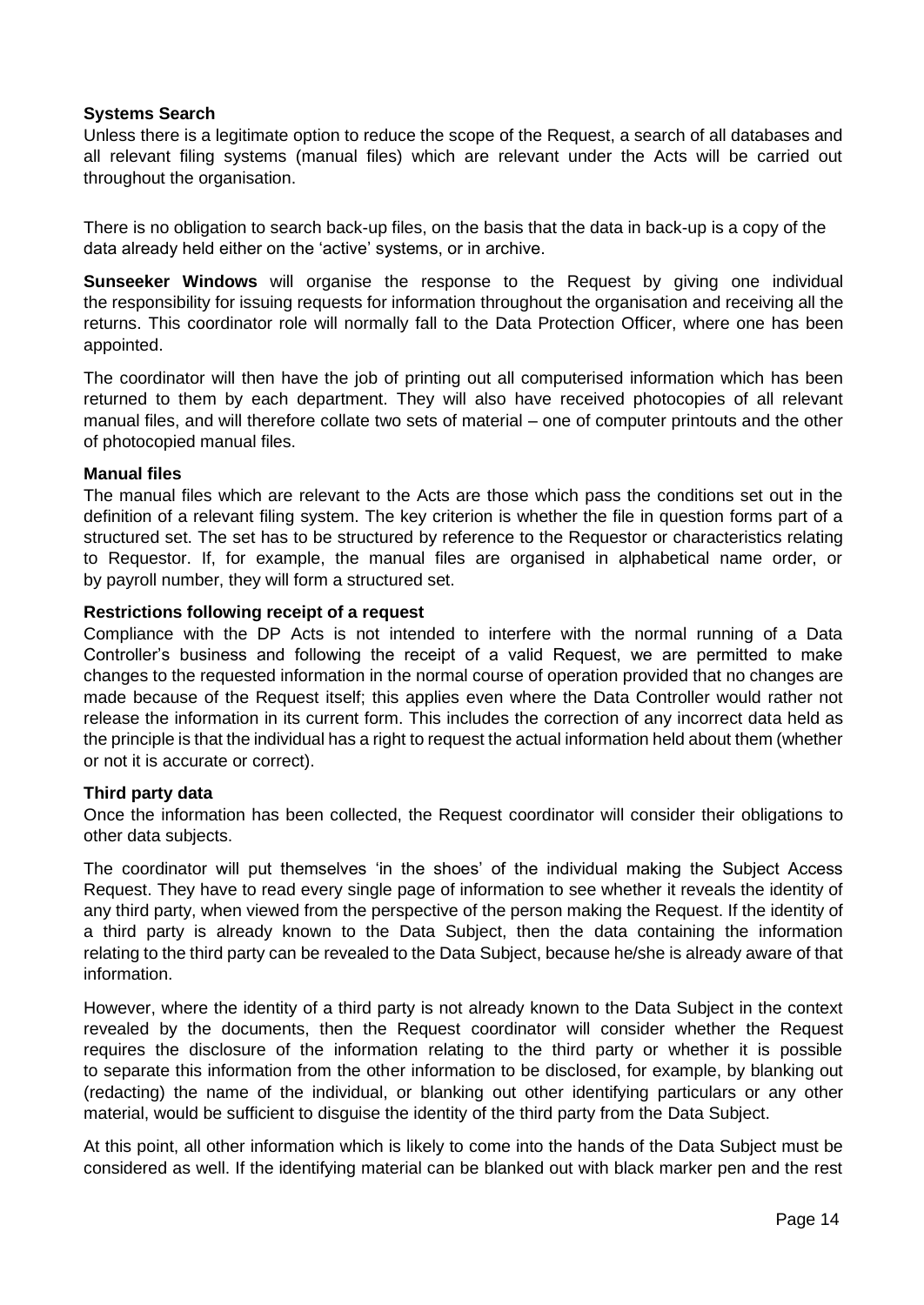**Systems Search**

Unless there is a legitimate option to reduce the scope of the Request, a search of all databases and all relevant filing systems (manual files) which are relevant under the Acts will be carried out throughout the organisation.

There is no obligation to search back-up files, on the basis that the data in back-up is a copy of the data already held either on the 'active' systems, or in archive.

**Sunseeker Windows** will organise the response to the Request by giving one individual the responsibility for issuing requests for information throughout the organisation and receiving all the returns. This coordinator role will normally fall to the Data Protection Officer, where one has been appointed.

The coordinator will then have the job of printing out all computerised information which has been returned to them by each department. They will also have received photocopies of all relevant manual files, and will therefore collate two sets of material – one of computer printouts and the other of photocopied manual files.

**Manual files**

The manual files which are relevant to the Acts are those which pass the conditions set out in the definition of a relevant filing system. The key criterion is whether the file in question forms part of a structured set. The set has to be structured by reference to the Requestor or characteristics relating to Requestor. If, for example, the manual files are organised in alphabetical name order, or by payroll number, they will form a structured set.

**Restrictions following receipt of a request**

Compliance with the DP Acts is not intended to interfere with the normal running of a Data Controller's business and following the receipt of a valid Request, we are permitted to make changes to the requested information in the normal course of operation provided that no changes are made because of the Request itself; this applies even where the Data Controller would rather not release the information in its current form. This includes the correction of any incorrect data held as the principle is that the individual has a right to request the actual information held about them (whether or not it is accurate or correct).

**Third party data**

Once the information has been collected, the Request coordinator will consider their obligations to other data subjects.

The coordinator will put themselves 'in the shoes' of the individual making the Subject Access Request. They have to read every single page of information to see whether it reveals the identity of any third party, when viewed from the perspective of the person making the Request. If the identity of a third party is already known to the Data Subject, then the data containing the information relating to the third party can be revealed to the Data Subject, because he/she is already aware of that information.

However, where the identity of a third party is not already known to the Data Subject in the context revealed by the documents, then the Request coordinator will consider whether the Request requires the disclosure of the information relating to the third party or whether it is possible to separate this information from the other information to be disclosed, for example, by blanking out (redacting) the name of the individual, or blanking out other identifying particulars or any other material, would be sufficient to disguise the identity of the third party from the Data Subject.

At this point, all other information which is likely to come into the hands of the Data Subject must be considered as well. If the identifying material can be blanked out with black marker pen and the rest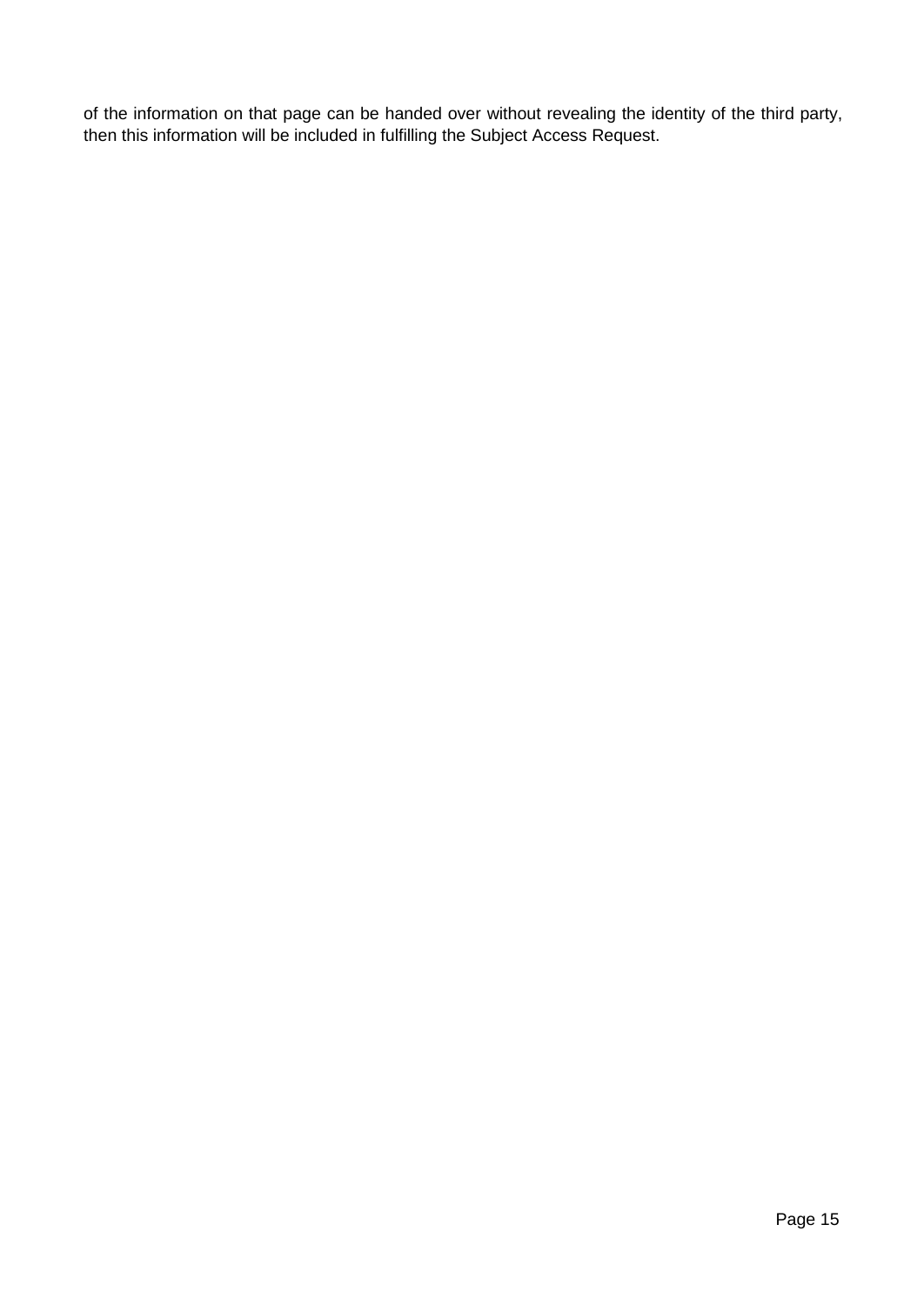of the information on that page can be handed over without revealing the identity of the third party, then this information will be included in fulfilling the Subject Access Request.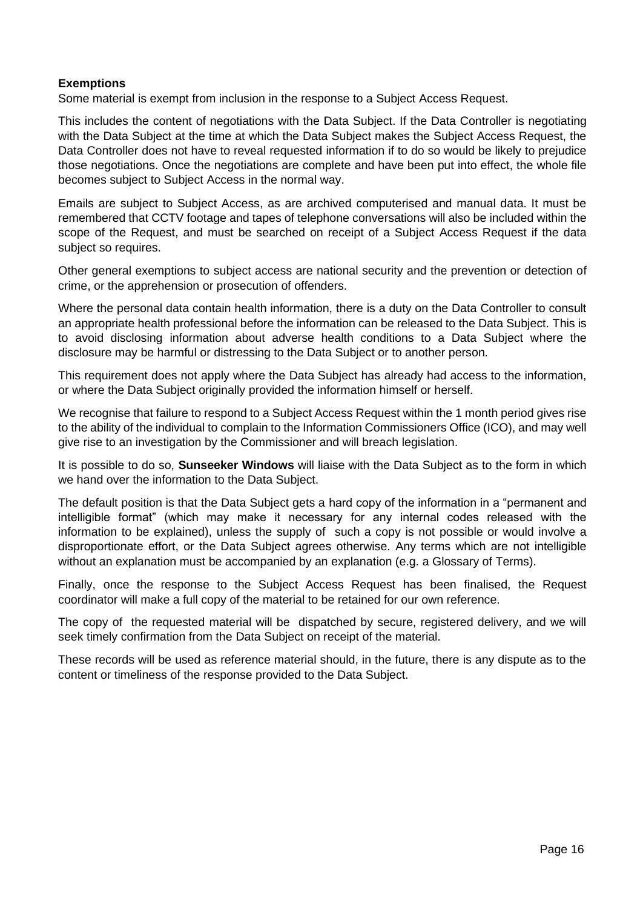**Exemptions**

Some material is exempt from inclusion in the response to a Subject Access Request.

This includes the content of negotiations with the Data Subject. If the Data Controller is negotiating with the Data Subject at the time at which the Data Subject makes the Subject Access Request, the Data Controller does not have to reveal requested information if to do so would be likely to prejudice those negotiations. Once the negotiations are complete and have been put into effect, the whole file becomes subject to Subject Access in the normal way.

Emails are subject to Subject Access, as are archived computerised and manual data. It must be remembered that CCTV footage and tapes of telephone conversations will also be included within the scope of the Request, and must be searched on receipt of a Subject Access Request if the data subject so requires.

Other general exemptions to subject access are national security and the prevention or detection of crime, or the apprehension or prosecution of offenders.

Where the personal data contain health information, there is a duty on the Data Controller to consult an appropriate health professional before the information can be released to the Data Subject. This is to avoid disclosing information about adverse health conditions to a Data Subject where the disclosure may be harmful or distressing to the Data Subject or to another person.

This requirement does not apply where the Data Subject has already had access to the information, or where the Data Subject originally provided the information himself or herself.

We recognise that failure to respond to a Subject Access Request within the 1 month period gives rise to the ability of the individual to complain to the Information Commissioners Office (ICO), and may well give rise to an investigation by the Commissioner and will breach legislation.

It is possible to do so, **Sunseeker Windows** will liaise with the Data Subject as to the form in which we hand over the information to the Data Subject.

The default position is that the Data Subject gets a hard copy of the information in a "permanent and intelligible format" (which may make it necessary for any internal codes released with the information to be explained), unless the supply of such a copy is not possible or would involve a disproportionate effort, or the Data Subject agrees otherwise. Any terms which are not intelligible without an explanation must be accompanied by an explanation (e.g. a Glossary of Terms).

Finally, once the response to the Subject Access Request has been finalised, the Request coordinator will make a full copy of the material to be retained for our own reference.

The copy of the requested material will be dispatched by secure, registered delivery, and we will seek timely confirmation from the Data Subject on receipt of the material.

These records will be used as reference material should, in the future, there is any dispute as to the content or timeliness of the response provided to the Data Subject.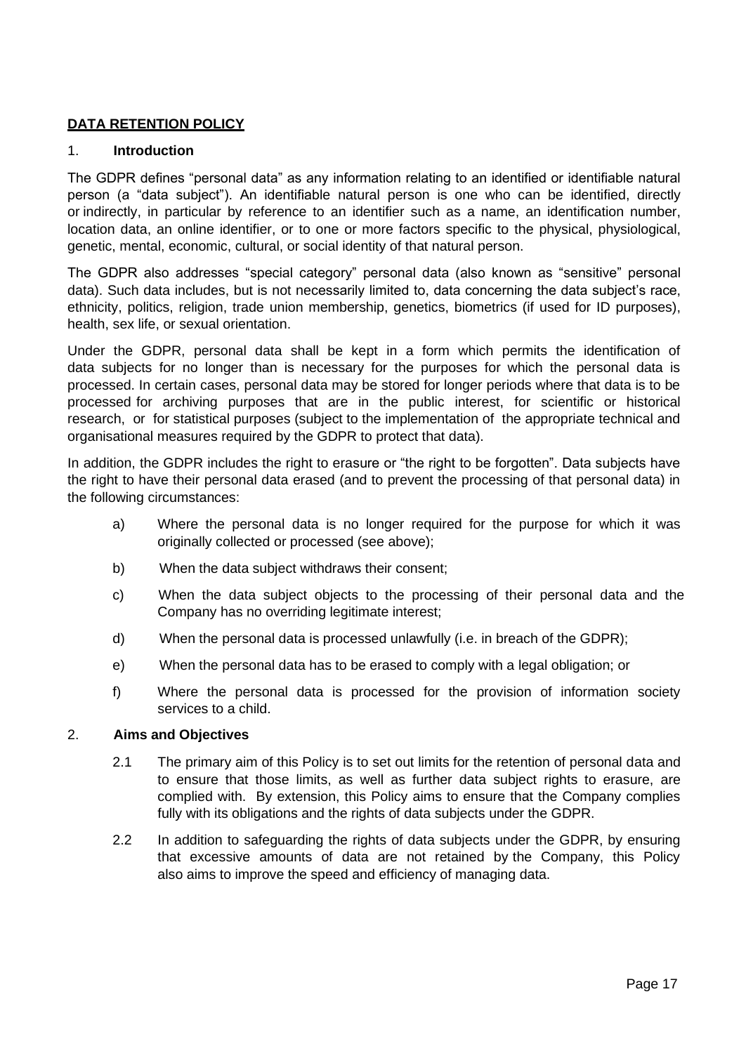## DATA RETENTION POLICY

### 1. Introduction

The GDPR defines "personal data" as any information relating to an identified or identifiable natural person (a "data subject"). An identifiable natural person is one who can be identified, directly or indirectly, in particular by reference to an identifier such as a name, an identification number, location data, an online identifier, or to one or more factors specific to the physical, physiological, genetic, mental, economic, cultural, or social identity of that natural person.

The GDPR also addresses "special category" personal data (also known as "sensitive" personal data). Such data includes, but is not necessarily limited to, data concerning the data subject's race, ethnicity, politics, religion, trade union membership, genetics, biometrics (if used for ID purposes), health, sex life, or sexual orientation.

Under the GDPR, personal data shall be kept in a form which permits the identification of data subjects for no longer than is necessary for the purposes for which the personal data is processed. In certain cases, personal data may be stored for longer periods where that data is to be processed for archiving purposes that are in the public interest, for scientific or historical research, or for statistical purposes (subject to the implementation of the appropriate technical and organisational measures required by the GDPR to protect that data).

In addition, the GDPR includes the right to erasure or "the right to be forgotten". Data subjects have the right to have their personal data erased (and to prevent the processing of that personal data) in the following circumstances:

a) Where the personal data is no longer required for the purpose for which it was originally collected or processed (see above);

b) When the data subject withdraws their consent;

c) When the data subject objects to the processing of their personal data and the Company has no overriding legitimate interest;

d) When the personal data is processed unlawfully (i.e. in breach of the GDPR);

e) When the personal data has to be erased to comply with a legal obligation; or

f) Where the personal data is processed for the provision of information society services to a child.

### 2. Aims and Objectives

2.1 The primary aim of this Policy is to set out limits for the retention of personal data and to ensure that those limits, as well as further data subject rights to erasure, are complied with. By extension, this Policy aims to ensure that the Company complies fully with its obligations and the rights of data subjects under the GDPR.

2.2 In addition to safeguarding the rights of data subjects under the GDPR, by ensuring that excessive amounts of data are not retained by the Company, this Policy also aims to improve the speed and efficiency of managing data.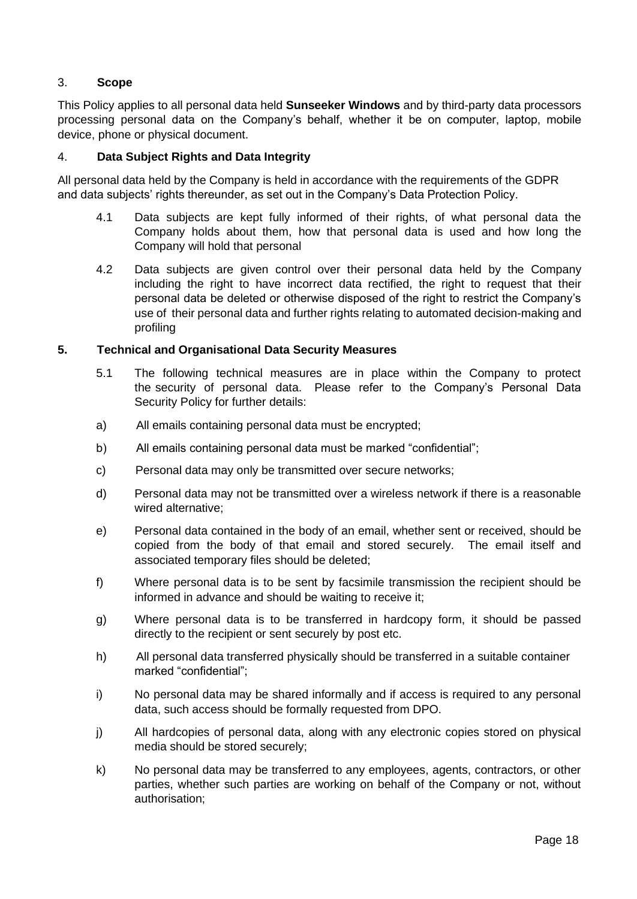## 3. **Scope**

This Policy applies to all personal data held **Sunseeker Windows** and by third-party data processors processing personal data on the Company's behalf, whether it be on computer, laptop, mobile device, phone or physical document.

## 4. **Data Subject Rights and Data Integrity**

All personal data held by the Company is held in accordance with the requirements of the GDPR and data subjects' rights thereunder, as set out in the Company's Data Protection Policy.

4.1 Data subjects are kept fully informed of their rights, of what personal data the Company holds about them, how that personal data is used and how long the Company will hold that personal

4.2 Data subjects are given control over their personal data held by the Company including the right to have incorrect data rectified, the right to request that their personal data be deleted or otherwise disposed of the right to restrict the Company's use of their personal data and further rights relating to automated decision-making and profiling

## **5. Technical and Organisational Data Security Measures**

5.1 The following technical measures are in place within the Company to protect the security of personal data. Please refer to the Company's Personal Data Security Policy for further details:

a) All emails containing personal data must be encrypted;

b) All emails containing personal data must be marked "confidential";

c) Personal data may only be transmitted over secure networks;

d) Personal data may not be transmitted over a wireless network if there is a reasonable wired alternative;

e) Personal data contained in the body of an email, whether sent or received, should be copied from the body of that email and stored securely. The email itself and associated temporary files should be deleted;

f) Where personal data is to be sent by facsimile transmission the recipient should be informed in advance and should be waiting to receive it;

g) Where personal data is to be transferred in hardcopy form, it should be passed directly to the recipient or sent securely by post etc.

h) All personal data transferred physically should be transferred in a suitable container marked "confidential";

i) No personal data may be shared informally and if access is required to any personal data, such access should be formally requested from DPO.

j) All hardcopies of personal data, along with any electronic copies stored on physical media should be stored securely;

k) No personal data may be transferred to any employees, agents, contractors, or other parties, whether such parties are working on behalf of the Company or not, without authorisation;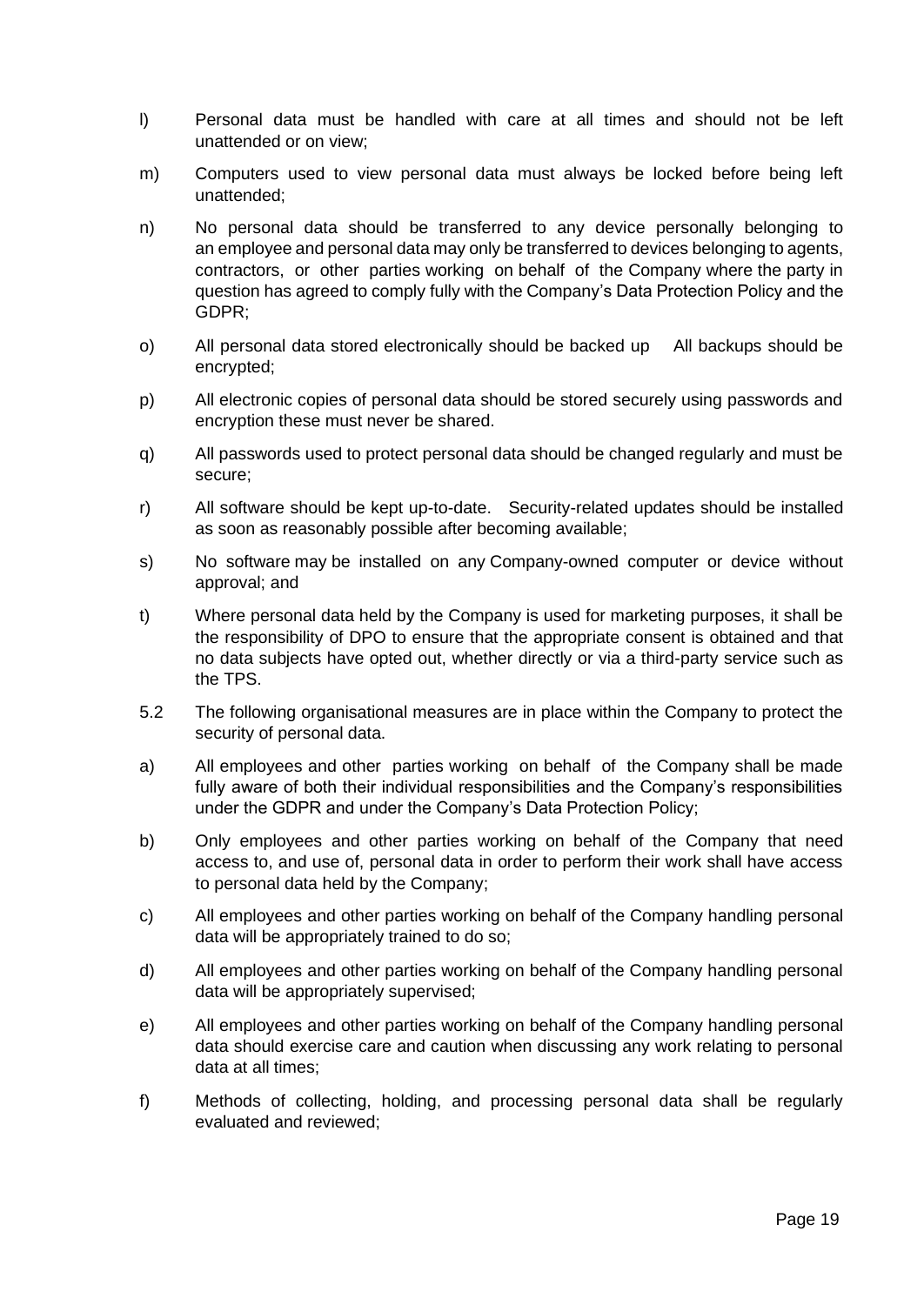l) Personal data must be handled with care at all times and should not be left unattended or on view;

m) Computers used to view personal data must always be locked before being left unattended;

n) No personal data should be transferred to any device personally belonging to an employee and personal data may only be transferred to devices belonging to agents, contractors, or other parties working on behalf of the Company where the party in question has agreed to comply fully with the Company's Data Protection Policy and the GDPR;

o) All personal data stored electronically should be backed up All backups should be encrypted;

p) All electronic copies of personal data should be stored securely using passwords and encryption these must never be shared.

q) All passwords used to protect personal data should be changed regularly and must be secure;

r) All software should be kept up-to-date. Security-related updates should be installed as soon as reasonably possible after becoming available;

s) No software may be installed on any Company-owned computer or device without approval; and

t) Where personal data held by the Company is used for marketing purposes, it shall be the responsibility of DPO to ensure that the appropriate consent is obtained and that no data subjects have opted out, whether directly or via a third-party service such as the TPS.

5.2 The following organisational measures are in place within the Company to protect the security of personal data.

a) All employees and other parties working on behalf of the Company shall be made fully aware of both their individual responsibilities and the Company's responsibilities under the GDPR and under the Company's Data Protection Policy;

b) Only employees and other parties working on behalf of the Company that need access to, and use of, personal data in order to perform their work shall have access to personal data held by the Company;

c) All employees and other parties working on behalf of the Company handling personal data will be appropriately trained to do so;

d) All employees and other parties working on behalf of the Company handling personal data will be appropriately supervised;

e) All employees and other parties working on behalf of the Company handling personal data should exercise care and caution when discussing any work relating to personal data at all times;

f) Methods of collecting, holding, and processing personal data shall be regularly evaluated and reviewed;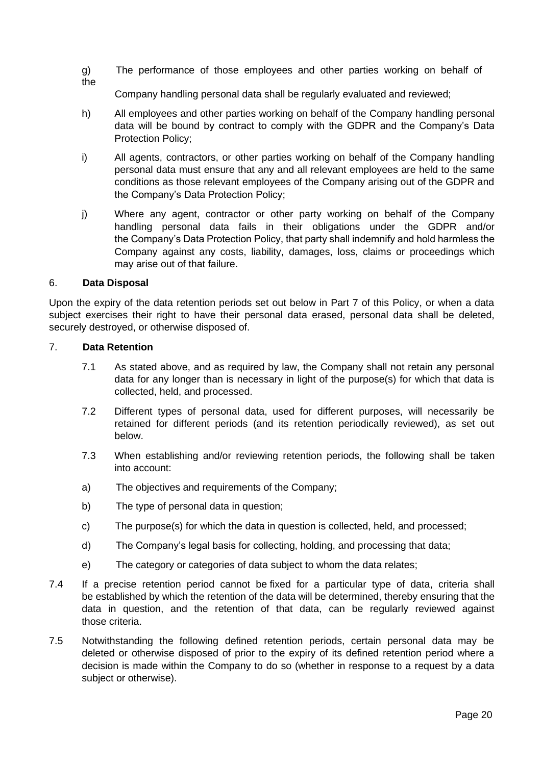g) The performance of those employees and other parties working on behalf of the Company handling personal data shall be regularly evaluated and reviewed;

h) All employees and other parties working on behalf of the Company handling personal data will be bound by contract to comply with the GDPR and the Company's Data Protection Policy;

i) All agents, contractors, or other parties working on behalf of the Company handling personal data must ensure that any and all relevant employees are held to the same conditions as those relevant employees of the Company arising out of the GDPR and the Company's Data Protection Policy;

j) Where any agent, contractor or other party working on behalf of the Company handling personal data fails in their obligations under the GDPR and/or the Company's Data Protection Policy, that party shall indemnify and hold harmless the Company against any costs, liability, damages, loss, claims or proceedings which may arise out of that failure.

## 6. Data Disposal

Upon the expiry of the data retention periods set out below in Part 7 of this Policy, or when a data subject exercises their right to have their personal data erased, personal data shall be deleted, securely destroyed, or otherwise disposed of.

## 7. Data Retention

7.1 As stated above, and as required by law, the Company shall not retain any personal data for any longer than is necessary in light of the purpose(s) for which that data is collected, held, and processed.

7.2 Different types of personal data, used for different purposes, will necessarily be retained for different periods (and its retention periodically reviewed), as set out below.

7.3 When establishing and/or reviewing retention periods, the following shall be taken into account:

a) The objectives and requirements of the Company;

b) The type of personal data in question;

c) The purpose(s) for which the data in question is collected, held, and processed;

d) The Company's legal basis for collecting, holding, and processing that data;

e) The category or categories of data subject to whom the data relates;

7.4 If a precise retention period cannot be fixed for a particular type of data, criteria shall be established by which the retention of the data will be determined, thereby ensuring that the data in question, and the retention of that data, can be regularly reviewed against those criteria.

7.5 Notwithstanding the following defined retention periods, certain personal data may be deleted or otherwise disposed of prior to the expiry of its defined retention period where a decision is made within the Company to do so (whether in response to a request by a data subject or otherwise).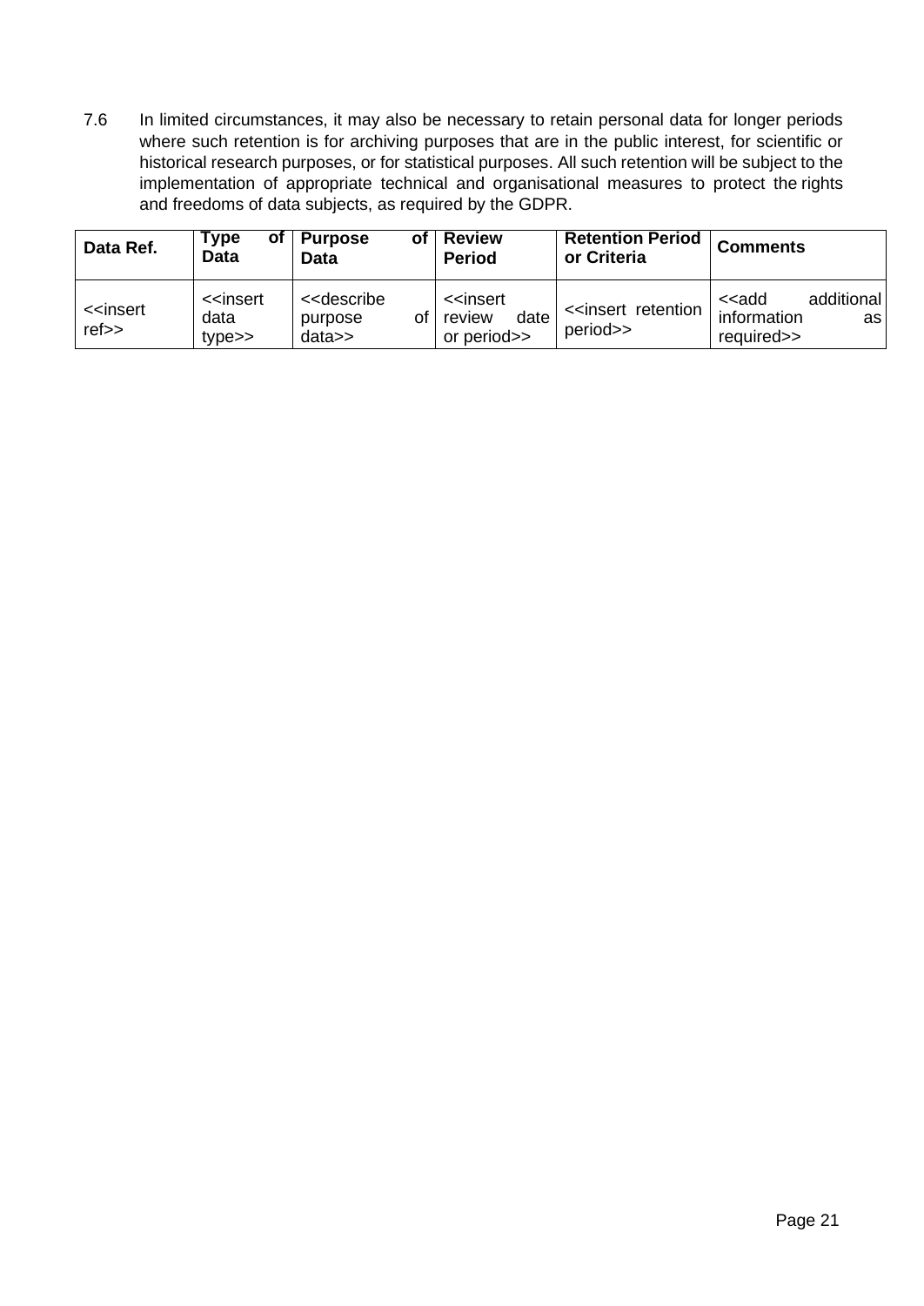7.6 In limited circumstances, it may also be necessary to retain personal data for longer periods where such retention is for archiving purposes that are in the public interest, for scientific or historical research purposes, or for statistical purposes. All such retention will be subject to the implementation of appropriate technical and organisational measures to protect the rights and freedoms of data subjects, as required by the GDPR.

| Data Ref. | Type of Data | Purpose of Data | Review Period | Retention Period or Criteria | Comments |
|---|---|---|---|---|---|
| <<insert ref>> | <<insert data type>> | <<describe purpose of data>> | <<insert review date or period>> | <<insert retention period>> | <<add additional information as required>> |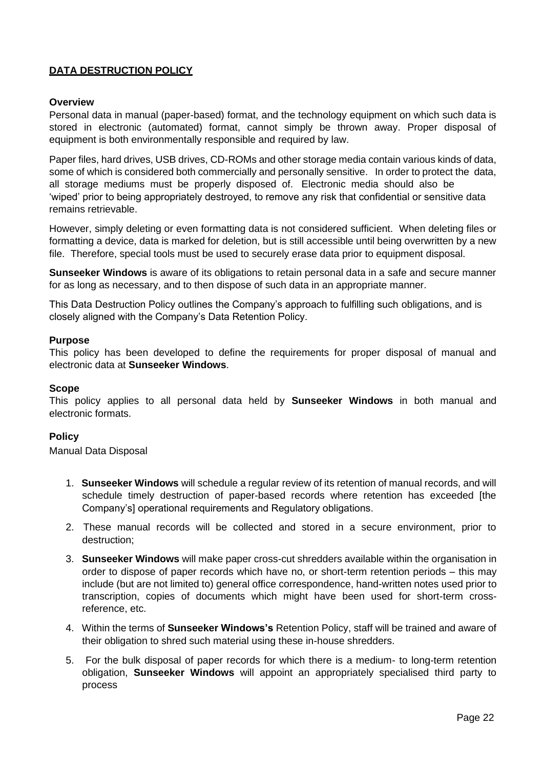## DATA DESTRUCTION POLICY

### Overview

Personal data in manual (paper-based) format, and the technology equipment on which such data is stored in electronic (automated) format, cannot simply be thrown away. Proper disposal of equipment is both environmentally responsible and required by law.

Paper files, hard drives, USB drives, CD-ROMs and other storage media contain various kinds of data, some of which is considered both commercially and personally sensitive. In order to protect the data, all storage mediums must be properly disposed of. Electronic media should also be 'wiped' prior to being appropriately destroyed, to remove any risk that confidential or sensitive data remains retrievable.

However, simply deleting or even formatting data is not considered sufficient. When deleting files or formatting a device, data is marked for deletion, but is still accessible until being overwritten by a new file. Therefore, special tools must be used to securely erase data prior to equipment disposal.

**Sunseeker Windows** is aware of its obligations to retain personal data in a safe and secure manner for as long as necessary, and to then dispose of such data in an appropriate manner.

This Data Destruction Policy outlines the Company's approach to fulfilling such obligations, and is closely aligned with the Company's Data Retention Policy.

### Purpose

This policy has been developed to define the requirements for proper disposal of manual and electronic data at **Sunseeker Windows**.

### Scope

This policy applies to all personal data held by **Sunseeker Windows** in both manual and electronic formats.

### Policy

Manual Data Disposal

1. **Sunseeker Windows** will schedule a regular review of its retention of manual records, and will schedule timely destruction of paper-based records where retention has exceeded [the Company's] operational requirements and Regulatory obligations.
2. These manual records will be collected and stored in a secure environment, prior to destruction;
3. **Sunseeker Windows** will make paper cross-cut shredders available within the organisation in order to dispose of paper records which have no, or short-term retention periods – this may include (but are not limited to) general office correspondence, hand-written notes used prior to transcription, copies of documents which might have been used for short-term cross-reference, etc.
4. Within the terms of **Sunseeker Windows's** Retention Policy, staff will be trained and aware of their obligation to shred such material using these in-house shredders.
5. For the bulk disposal of paper records for which there is a medium- to long-term retention obligation, **Sunseeker Windows** will appoint an appropriately specialised third party to process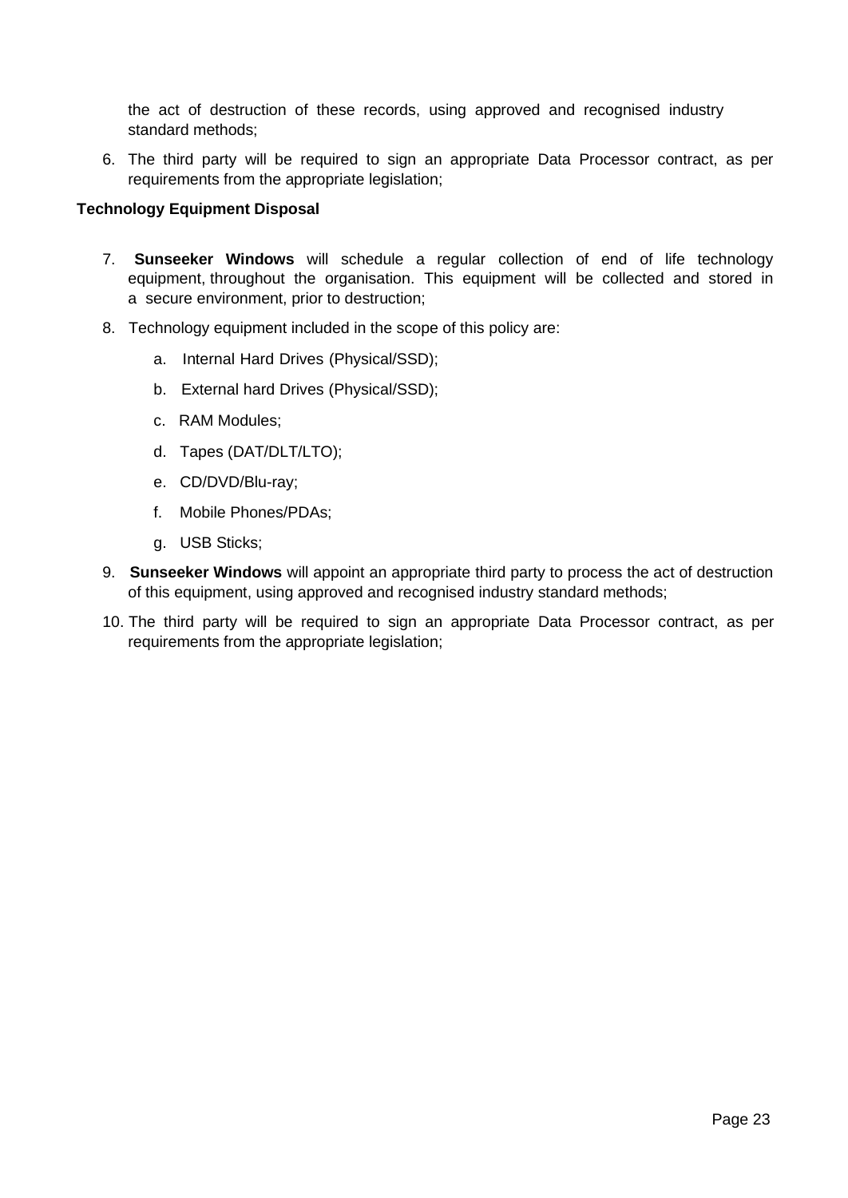the act of destruction of these records, using approved and recognised industry standard methods;

6. The third party will be required to sign an appropriate Data Processor contract, as per requirements from the appropriate legislation;

**Technology Equipment Disposal**

7. **Sunseeker Windows** will schedule a regular collection of end of life technology equipment, throughout the organisation. This equipment will be collected and stored in a secure environment, prior to destruction;
8. Technology equipment included in the scope of this policy are:
   a. Internal Hard Drives (Physical/SSD);
   b. External hard Drives (Physical/SSD);
   c. RAM Modules;
   d. Tapes (DAT/DLT/LTO);
   e. CD/DVD/Blu-ray;
   f. Mobile Phones/PDAs;
   g. USB Sticks;
9. **Sunseeker Windows** will appoint an appropriate third party to process the act of destruction of this equipment, using approved and recognised industry standard methods;
10. The third party will be required to sign an appropriate Data Processor contract, as per requirements from the appropriate legislation;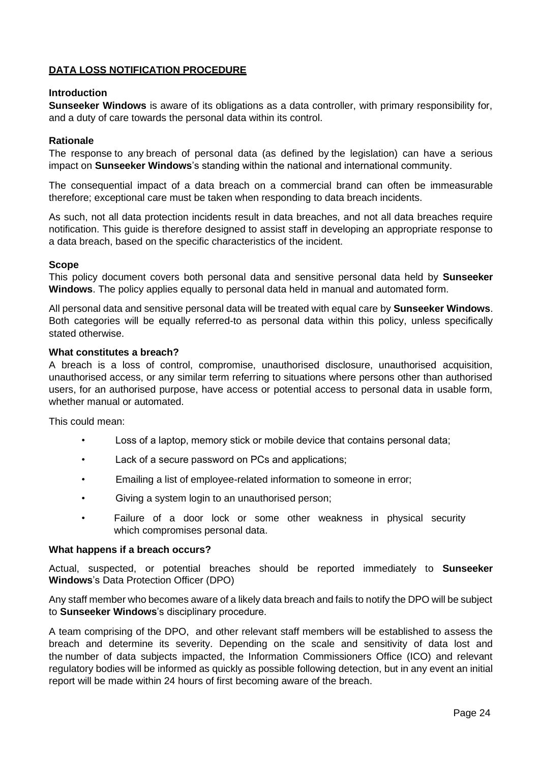## DATA LOSS NOTIFICATION PROCEDURE

### Introduction

**Sunseeker Windows** is aware of its obligations as a data controller, with primary responsibility for, and a duty of care towards the personal data within its control.

### Rationale

The response to any breach of personal data (as defined by the legislation) can have a serious impact on **Sunseeker Windows**'s standing within the national and international community.

The consequential impact of a data breach on a commercial brand can often be immeasurable therefore; exceptional care must be taken when responding to data breach incidents.

As such, not all data protection incidents result in data breaches, and not all data breaches require notification. This guide is therefore designed to assist staff in developing an appropriate response to a data breach, based on the specific characteristics of the incident.

### Scope

This policy document covers both personal data and sensitive personal data held by **Sunseeker Windows**. The policy applies equally to personal data held in manual and automated form.

All personal data and sensitive personal data will be treated with equal care by **Sunseeker Windows**. Both categories will be equally referred-to as personal data within this policy, unless specifically stated otherwise.

### What constitutes a breach?

A breach is a loss of control, compromise, unauthorised disclosure, unauthorised acquisition, unauthorised access, or any similar term referring to situations where persons other than authorised users, for an authorised purpose, have access or potential access to personal data in usable form, whether manual or automated.

This could mean:

- Loss of a laptop, memory stick or mobile device that contains personal data;
- Lack of a secure password on PCs and applications;
- Emailing a list of employee-related information to someone in error;
- Giving a system login to an unauthorised person;
- Failure of a door lock or some other weakness in physical security which compromises personal data.

### What happens if a breach occurs?

Actual, suspected, or potential breaches should be reported immediately to **Sunseeker Windows**'s Data Protection Officer (DPO)

Any staff member who becomes aware of a likely data breach and fails to notify the DPO will be subject to **Sunseeker Windows**'s disciplinary procedure.

A team comprising of the DPO, and other relevant staff members will be established to assess the breach and determine its severity. Depending on the scale and sensitivity of data lost and the number of data subjects impacted, the Information Commissioners Office (ICO) and relevant regulatory bodies will be informed as quickly as possible following detection, but in any event an initial report will be made within 24 hours of first becoming aware of the breach.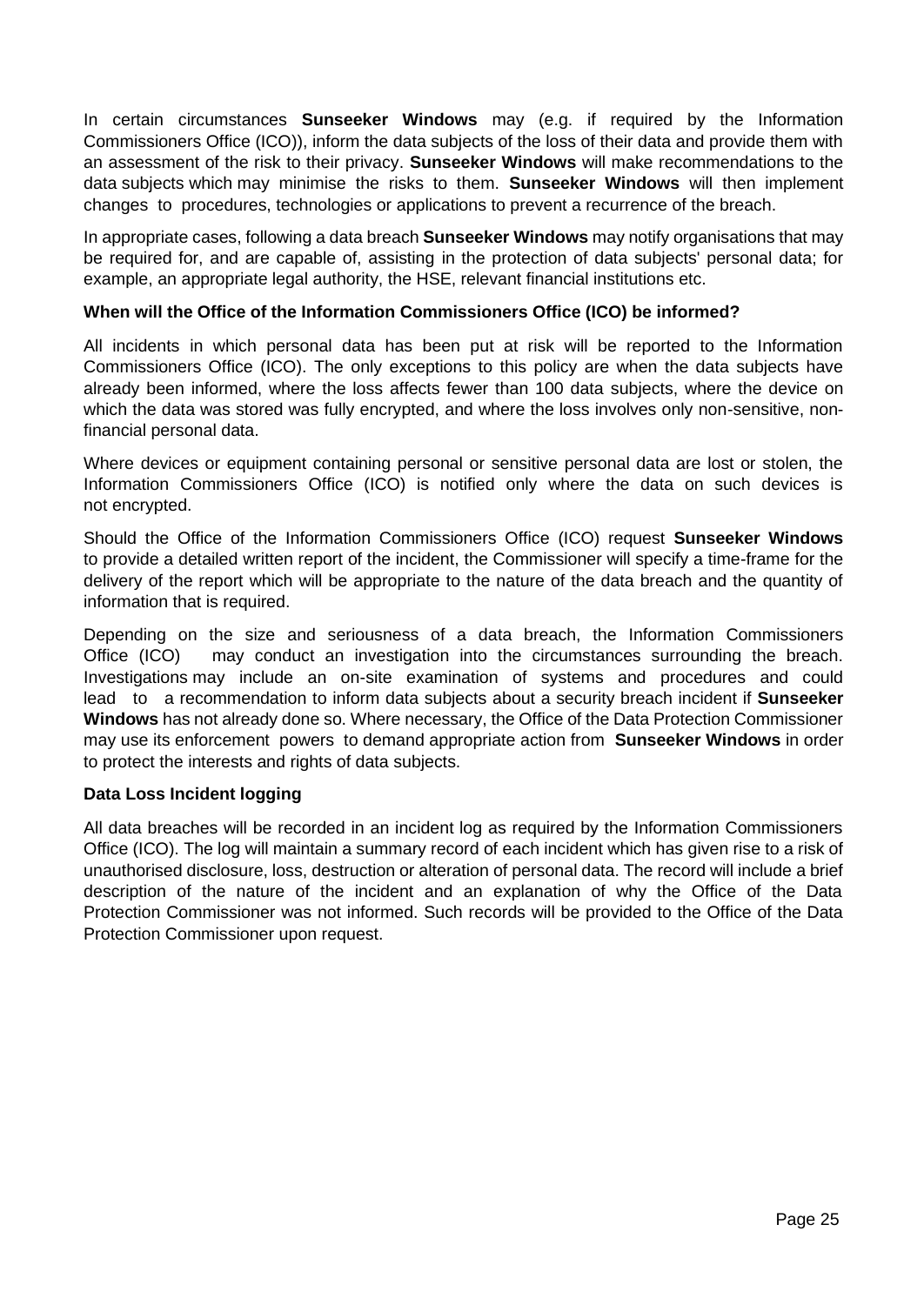In certain circumstances **Sunseeker Windows** may (e.g. if required by the Information Commissioners Office (ICO)), inform the data subjects of the loss of their data and provide them with an assessment of the risk to their privacy. **Sunseeker Windows** will make recommendations to the data subjects which may minimise the risks to them. **Sunseeker Windows** will then implement changes to procedures, technologies or applications to prevent a recurrence of the breach.

In appropriate cases, following a data breach **Sunseeker Windows** may notify organisations that may be required for, and are capable of, assisting in the protection of data subjects' personal data; for example, an appropriate legal authority, the HSE, relevant financial institutions etc.

**When will the Office of the Information Commissioners Office (ICO) be informed?**

All incidents in which personal data has been put at risk will be reported to the Information Commissioners Office (ICO). The only exceptions to this policy are when the data subjects have already been informed, where the loss affects fewer than 100 data subjects, where the device on which the data was stored was fully encrypted, and where the loss involves only non-sensitive, non-financial personal data.

Where devices or equipment containing personal or sensitive personal data are lost or stolen, the Information Commissioners Office (ICO) is notified only where the data on such devices is not encrypted.

Should the Office of the Information Commissioners Office (ICO) request **Sunseeker Windows** to provide a detailed written report of the incident, the Commissioner will specify a time-frame for the delivery of the report which will be appropriate to the nature of the data breach and the quantity of information that is required.

Depending on the size and seriousness of a data breach, the Information Commissioners Office (ICO) may conduct an investigation into the circumstances surrounding the breach. Investigations may include an on-site examination of systems and procedures and could lead to a recommendation to inform data subjects about a security breach incident if **Sunseeker Windows** has not already done so. Where necessary, the Office of the Data Protection Commissioner may use its enforcement powers to demand appropriate action from **Sunseeker Windows** in order to protect the interests and rights of data subjects.

**Data Loss Incident logging**

All data breaches will be recorded in an incident log as required by the Information Commissioners Office (ICO). The log will maintain a summary record of each incident which has given rise to a risk of unauthorised disclosure, loss, destruction or alteration of personal data. The record will include a brief description of the nature of the incident and an explanation of why the Office of the Data Protection Commissioner was not informed. Such records will be provided to the Office of the Data Protection Commissioner upon request.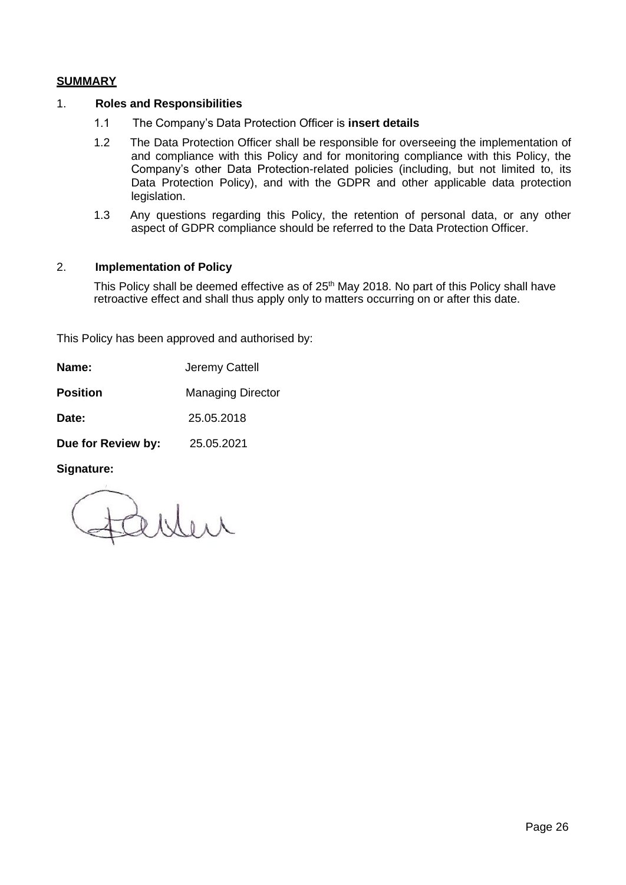**SUMMARY**

1. **Roles and Responsibilities**

   1.1 The Company's Data Protection Officer is **insert details**

   1.2 The Data Protection Officer shall be responsible for overseeing the implementation of and compliance with this Policy and for monitoring compliance with this Policy, the Company's other Data Protection-related policies (including, but not limited to, its Data Protection Policy), and with the GDPR and other applicable data protection legislation.

   1.3 Any questions regarding this Policy, the retention of personal data, or any other aspect of GDPR compliance should be referred to the Data Protection Officer.

2. **Implementation of Policy**

   This Policy shall be deemed effective as of 25th May 2018. No part of this Policy shall have retroactive effect and shall thus apply only to matters occurring on or after this date.

This Policy has been approved and authorised by:

**Name:** Jeremy Cattell

**Position** Managing Director

**Date:** 25.05.2018

**Due for Review by:** 25.05.2021

**Signature:**